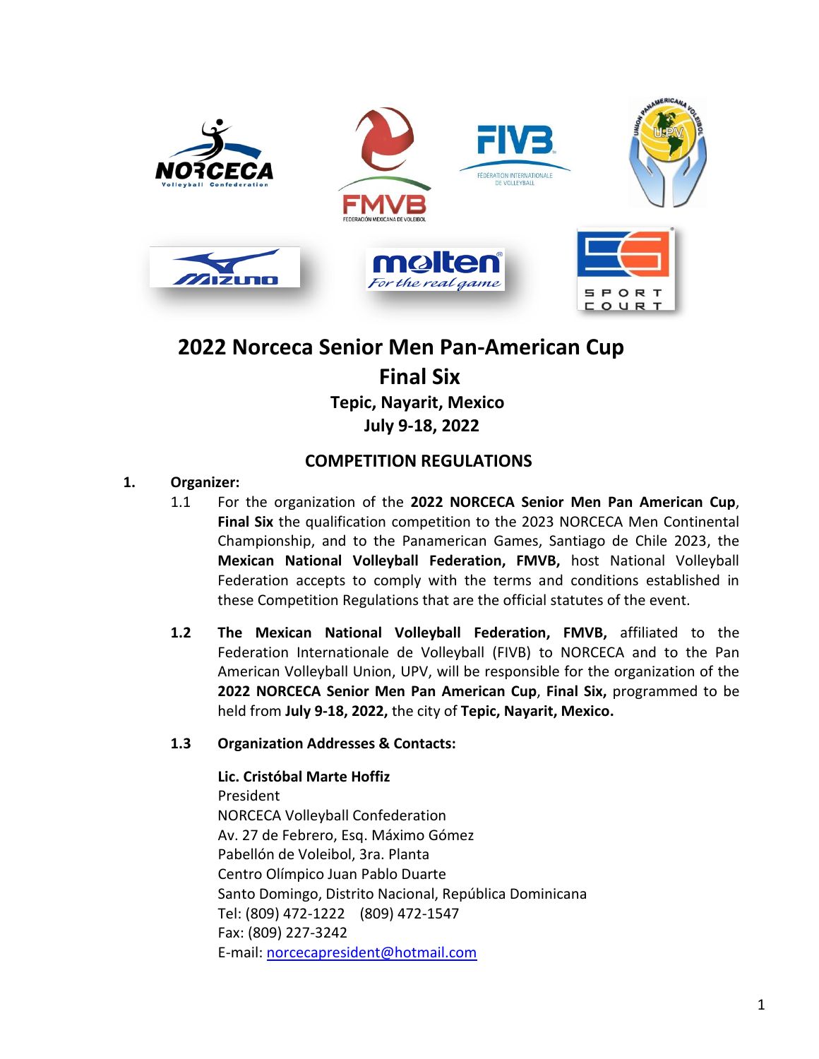# 2022 Norceca Senior Men Pan-American Cup

## Final Six

### Tepic, Nayarit, Mexico

### July 9-18, 2022

## COMPETITION REGULATIONS

**1. Organizer:**

1.1 For the organization of the **2022 NORCECA Senior Men Pan American Cup**, **Final Six** the qualification competition to the 2023 NORCECA Men Continental Championship, and to the Panamerican Games, Santiago de Chile 2023, the **Mexican National Volleyball Federation, FMVB,** host National Volleyball Federation accepts to comply with the terms and conditions established in these Competition Regulations that are the official statutes of the event.

**1.2** **The Mexican National Volleyball Federation, FMVB,** affiliated to the Federation Internationale de Volleyball (FIVB) to NORCECA and to the Pan American Volleyball Union, UPV, will be responsible for the organization of the **2022 NORCECA Senior Men Pan American Cup**, **Final Six,** programmed to be held from **July 9-18, 2022,** the city of **Tepic, Nayarit, Mexico.**

**1.3** **Organization Addresses & Contacts:**

**Lic. Cristóbal Marte Hoffiz**
President
NORCECA Volleyball Confederation
Av. 27 de Febrero, Esq. Máximo Gómez
Pabellón de Voleibol, 3ra. Planta
Centro Olímpico Juan Pablo Duarte
Santo Domingo, Distrito Nacional, República Dominicana
Tel: (809) 472-1222 (809) 472-1547
Fax: (809) 227-3242
E-mail: norcecapresident@hotmail.com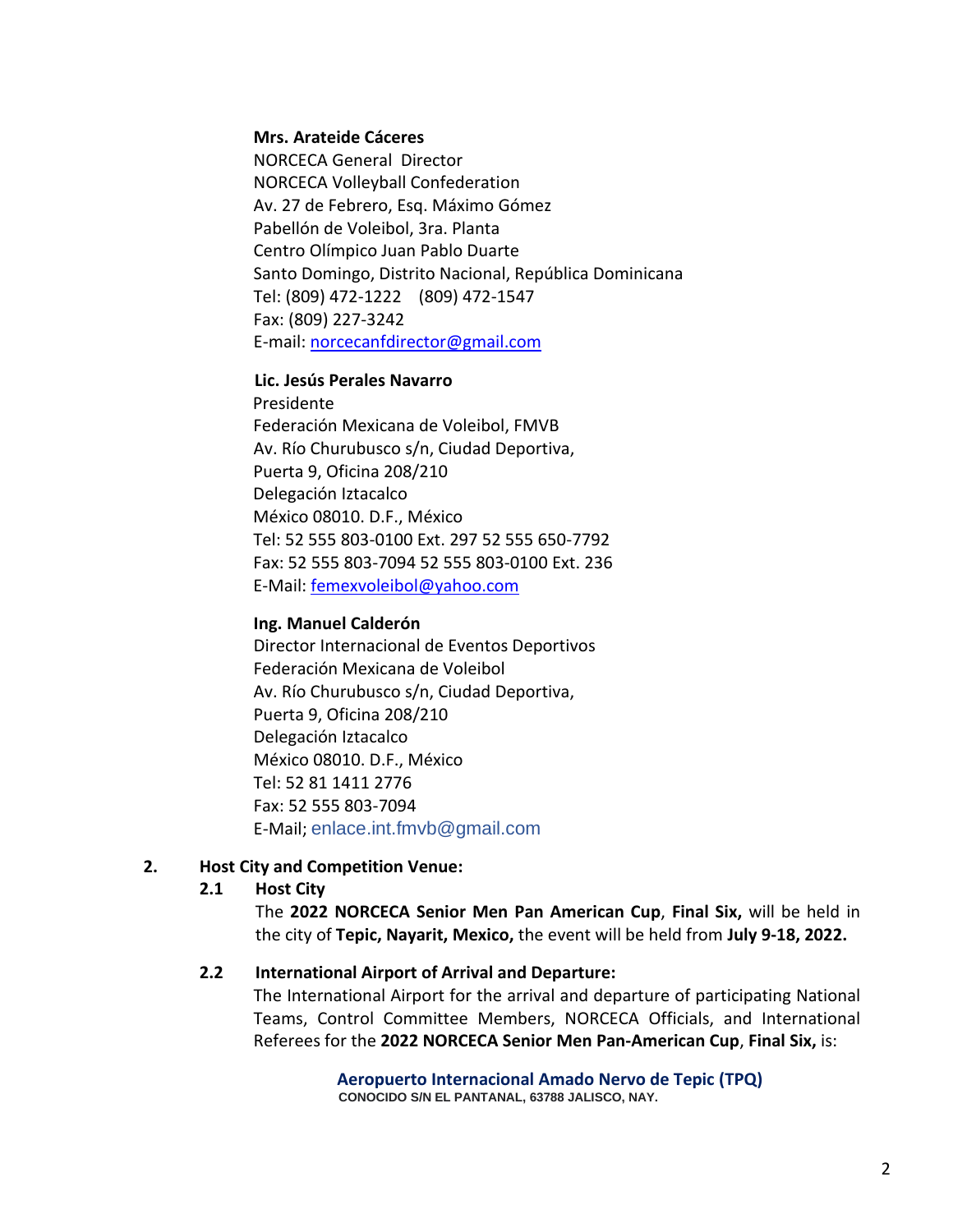**Mrs. Arateide Cáceres**
NORCECA General Director
NORCECA Volleyball Confederation
Av. 27 de Febrero, Esq. Máximo Gómez
Pabellón de Voleibol, 3ra. Planta
Centro Olímpico Juan Pablo Duarte
Santo Domingo, Distrito Nacional, República Dominicana
Tel: (809) 472-1222 (809) 472-1547
Fax: (809) 227-3242
E-mail: norcecanfdirector@gmail.com

**Lic. Jesús Perales Navarro**
Presidente
Federación Mexicana de Voleibol, FMVB
Av. Río Churubusco s/n, Ciudad Deportiva,
Puerta 9, Oficina 208/210
Delegación Iztacalco
México 08010. D.F., México
Tel: 52 555 803-0100 Ext. 297 52 555 650-7792
Fax: 52 555 803-7094 52 555 803-0100 Ext. 236
E-Mail: femexvoleibol@yahoo.com

**Ing. Manuel Calderón**
Director Internacional de Eventos Deportivos
Federación Mexicana de Voleibol
Av. Río Churubusco s/n, Ciudad Deportiva,
Puerta 9, Oficina 208/210
Delegación Iztacalco
México 08010. D.F., México
Tel: 52 81 1411 2776
Fax: 52 555 803-7094
E-Mail; enlace.int.fmvb@gmail.com

## 2. Host City and Competition Venue:

### 2.1 Host City

The **2022 NORCECA Senior Men Pan American Cup**, **Final Six,** will be held in the city of **Tepic, Nayarit, Mexico,** the event will be held from **July 9-18, 2022.**

### 2.2 International Airport of Arrival and Departure:

The International Airport for the arrival and departure of participating National Teams, Control Committee Members, NORCECA Officials, and International Referees for the **2022 NORCECA Senior Men Pan-American Cup**, **Final Six,** is:

**Aeropuerto Internacional Amado Nervo de Tepic (TPQ)**
CONOCIDO S/N EL PANTANAL, 63788 JALISCO, NAY.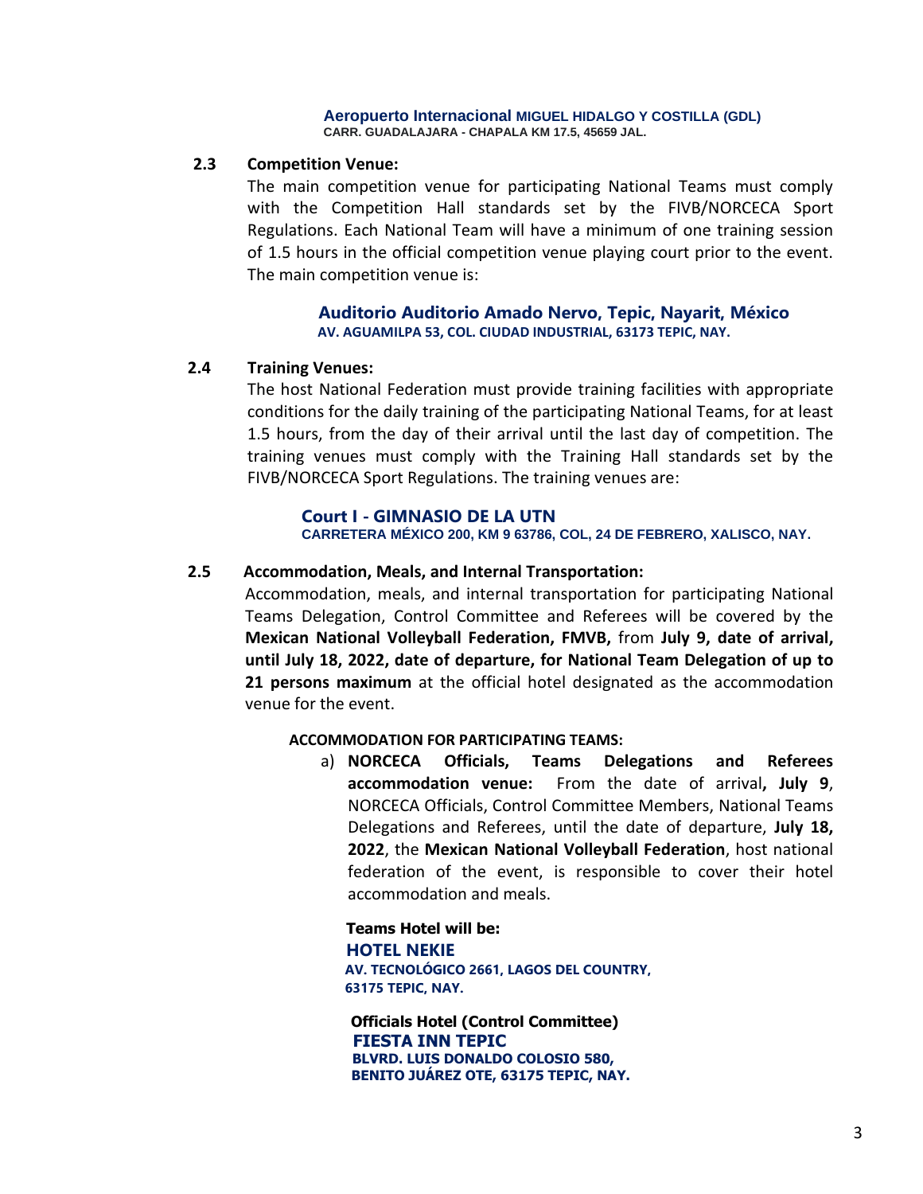**Aeropuerto Internacional MIGUEL HIDALGO Y COSTILLA (GDL)**
**CARR. GUADALAJARA - CHAPALA KM 17.5, 45659 JAL.**

## 2.3 Competition Venue:

The main competition venue for participating National Teams must comply with the Competition Hall standards set by the FIVB/NORCECA Sport Regulations. Each National Team will have a minimum of one training session of 1.5 hours in the official competition venue playing court prior to the event. The main competition venue is:

**Auditorio Auditorio Amado Nervo, Tepic, Nayarit, México**
**AV. AGUAMILPA 53, COL. CIUDAD INDUSTRIAL, 63173 TEPIC, NAY.**

## 2.4 Training Venues:

The host National Federation must provide training facilities with appropriate conditions for the daily training of the participating National Teams, for at least 1.5 hours, from the day of their arrival until the last day of competition. The training venues must comply with the Training Hall standards set by the FIVB/NORCECA Sport Regulations. The training venues are:

**Court I - GIMNASIO DE LA UTN**
**CARRETERA MÉXICO 200, KM 9 63786, COL, 24 DE FEBRERO, XALISCO, NAY.**

## 2.5 Accommodation, Meals, and Internal Transportation:

Accommodation, meals, and internal transportation for participating National Teams Delegation, Control Committee and Referees will be covered by the **Mexican National Volleyball Federation, FMVB,** from **July 9, date of arrival, until July 18, 2022, date of departure, for National Team Delegation of up to 21 persons maximum** at the official hotel designated as the accommodation venue for the event.

**ACCOMMODATION FOR PARTICIPATING TEAMS:**

a) **NORCECA Officials, Teams Delegations and Referees accommodation venue:** From the date of arrival**, July 9**, NORCECA Officials, Control Committee Members, National Teams Delegations and Referees, until the date of departure, **July 18, 2022**, the **Mexican National Volleyball Federation**, host national federation of the event, is responsible to cover their hotel accommodation and meals.

**Teams Hotel will be:**
**HOTEL NEKIE**
**AV. TECNOLÓGICO 2661, LAGOS DEL COUNTRY, 63175 TEPIC, NAY.**

**Officials Hotel (Control Committee)**
**FIESTA INN TEPIC**
**BLVRD. LUIS DONALDO COLOSIO 580, BENITO JUÁREZ OTE, 63175 TEPIC, NAY.**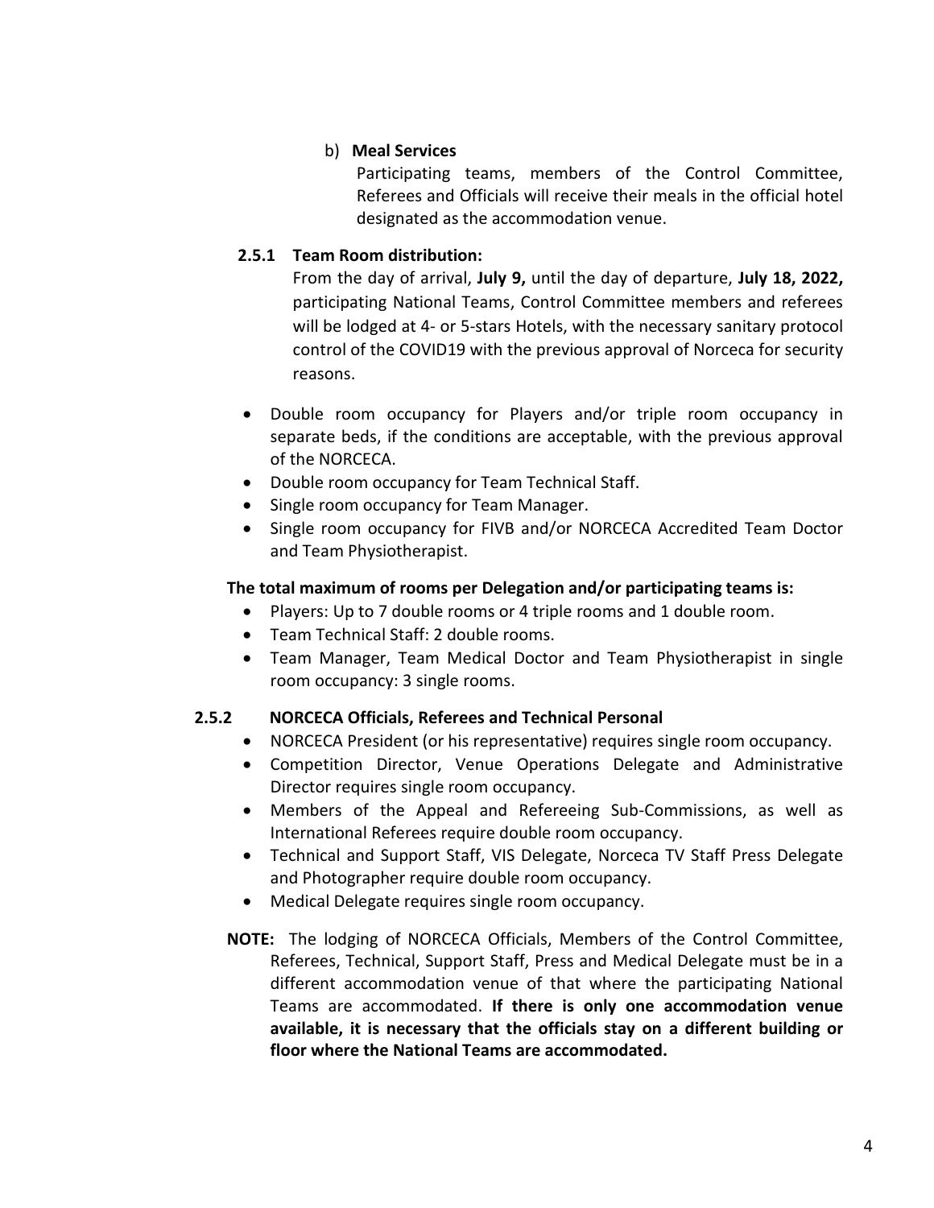b) **Meal Services**

Participating teams, members of the Control Committee, Referees and Officials will receive their meals in the official hotel designated as the accommodation venue.

### 2.5.1 Team Room distribution:

From the day of arrival, **July 9,** until the day of departure, **July 18, 2022,** participating National Teams, Control Committee members and referees will be lodged at 4- or 5-stars Hotels, with the necessary sanitary protocol control of the COVID19 with the previous approval of Norceca for security reasons.

- Double room occupancy for Players and/or triple room occupancy in separate beds, if the conditions are acceptable, with the previous approval of the NORCECA.
- Double room occupancy for Team Technical Staff.
- Single room occupancy for Team Manager.
- Single room occupancy for FIVB and/or NORCECA Accredited Team Doctor and Team Physiotherapist.

**The total maximum of rooms per Delegation and/or participating teams is:**

- Players: Up to 7 double rooms or 4 triple rooms and 1 double room.
- Team Technical Staff: 2 double rooms.
- Team Manager, Team Medical Doctor and Team Physiotherapist in single room occupancy: 3 single rooms.

### 2.5.2 NORCECA Officials, Referees and Technical Personal

- NORCECA President (or his representative) requires single room occupancy.
- Competition Director, Venue Operations Delegate and Administrative Director requires single room occupancy.
- Members of the Appeal and Refereeing Sub-Commissions, as well as International Referees require double room occupancy.
- Technical and Support Staff, VIS Delegate, Norceca TV Staff Press Delegate and Photographer require double room occupancy.
- Medical Delegate requires single room occupancy.

**NOTE:** The lodging of NORCECA Officials, Members of the Control Committee, Referees, Technical, Support Staff, Press and Medical Delegate must be in a different accommodation venue of that where the participating National Teams are accommodated. **If there is only one accommodation venue available, it is necessary that the officials stay on a different building or floor where the National Teams are accommodated.**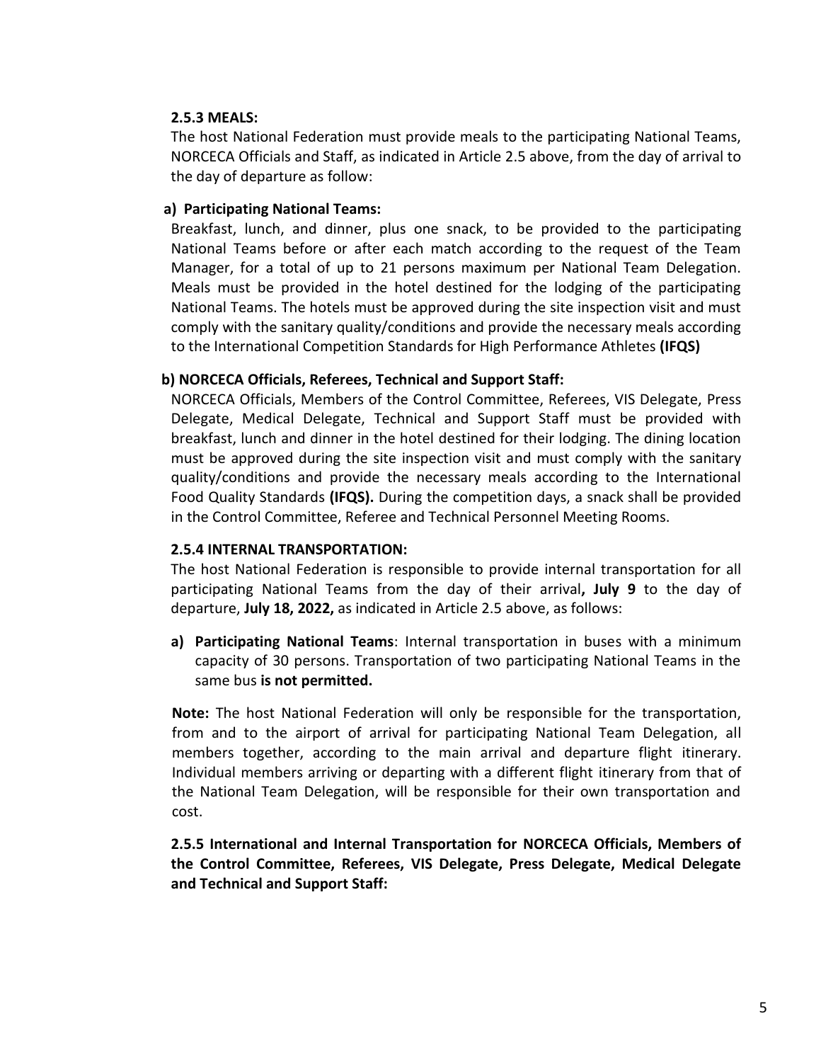**2.5.3 MEALS:**

The host National Federation must provide meals to the participating National Teams, NORCECA Officials and Staff, as indicated in Article 2.5 above, from the day of arrival to the day of departure as follow:

**a) Participating National Teams:**

Breakfast, lunch, and dinner, plus one snack, to be provided to the participating National Teams before or after each match according to the request of the Team Manager, for a total of up to 21 persons maximum per National Team Delegation. Meals must be provided in the hotel destined for the lodging of the participating National Teams. The hotels must be approved during the site inspection visit and must comply with the sanitary quality/conditions and provide the necessary meals according to the International Competition Standards for High Performance Athletes **(IFQS)**

**b) NORCECA Officials, Referees, Technical and Support Staff:**

NORCECA Officials, Members of the Control Committee, Referees, VIS Delegate, Press Delegate, Medical Delegate, Technical and Support Staff must be provided with breakfast, lunch and dinner in the hotel destined for their lodging. The dining location must be approved during the site inspection visit and must comply with the sanitary quality/conditions and provide the necessary meals according to the International Food Quality Standards **(IFQS).** During the competition days, a snack shall be provided in the Control Committee, Referee and Technical Personnel Meeting Rooms.

**2.5.4 INTERNAL TRANSPORTATION:**

The host National Federation is responsible to provide internal transportation for all participating National Teams from the day of their arrival**, July 9** to the day of departure, **July 18, 2022,** as indicated in Article 2.5 above, as follows:

**a) Participating National Teams**: Internal transportation in buses with a minimum capacity of 30 persons. Transportation of two participating National Teams in the same bus **is not permitted.**

**Note:** The host National Federation will only be responsible for the transportation, from and to the airport of arrival for participating National Team Delegation, all members together, according to the main arrival and departure flight itinerary. Individual members arriving or departing with a different flight itinerary from that of the National Team Delegation, will be responsible for their own transportation and cost.

**2.5.5 International and Internal Transportation for NORCECA Officials, Members of the Control Committee, Referees, VIS Delegate, Press Delegate, Medical Delegate and Technical and Support Staff:**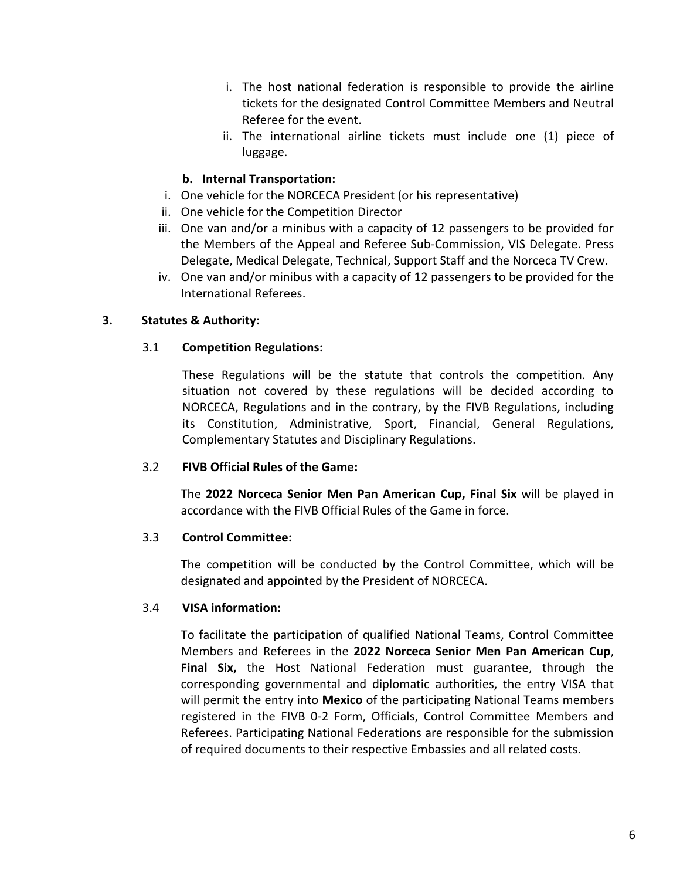i. The host national federation is responsible to provide the airline tickets for the designated Control Committee Members and Neutral Referee for the event.
ii. The international airline tickets must include one (1) piece of luggage.

**b. Internal Transportation:**

i. One vehicle for the NORCECA President (or his representative)
ii. One vehicle for the Competition Director
iii. One van and/or a minibus with a capacity of 12 passengers to be provided for the Members of the Appeal and Referee Sub-Commission, VIS Delegate. Press Delegate, Medical Delegate, Technical, Support Staff and the Norceca TV Crew.
iv. One van and/or minibus with a capacity of 12 passengers to be provided for the International Referees.

## 3. Statutes & Authority:

### 3.1 Competition Regulations:

These Regulations will be the statute that controls the competition. Any situation not covered by these regulations will be decided according to NORCECA, Regulations and in the contrary, by the FIVB Regulations, including its Constitution, Administrative, Sport, Financial, General Regulations, Complementary Statutes and Disciplinary Regulations.

### 3.2 FIVB Official Rules of the Game:

The **2022 Norceca Senior Men Pan American Cup, Final Six** will be played in accordance with the FIVB Official Rules of the Game in force.

### 3.3 Control Committee:

The competition will be conducted by the Control Committee, which will be designated and appointed by the President of NORCECA.

### 3.4 VISA information:

To facilitate the participation of qualified National Teams, Control Committee Members and Referees in the **2022 Norceca Senior Men Pan American Cup**, **Final Six,** the Host National Federation must guarantee, through the corresponding governmental and diplomatic authorities, the entry VISA that will permit the entry into **Mexico** of the participating National Teams members registered in the FIVB 0-2 Form, Officials, Control Committee Members and Referees. Participating National Federations are responsible for the submission of required documents to their respective Embassies and all related costs.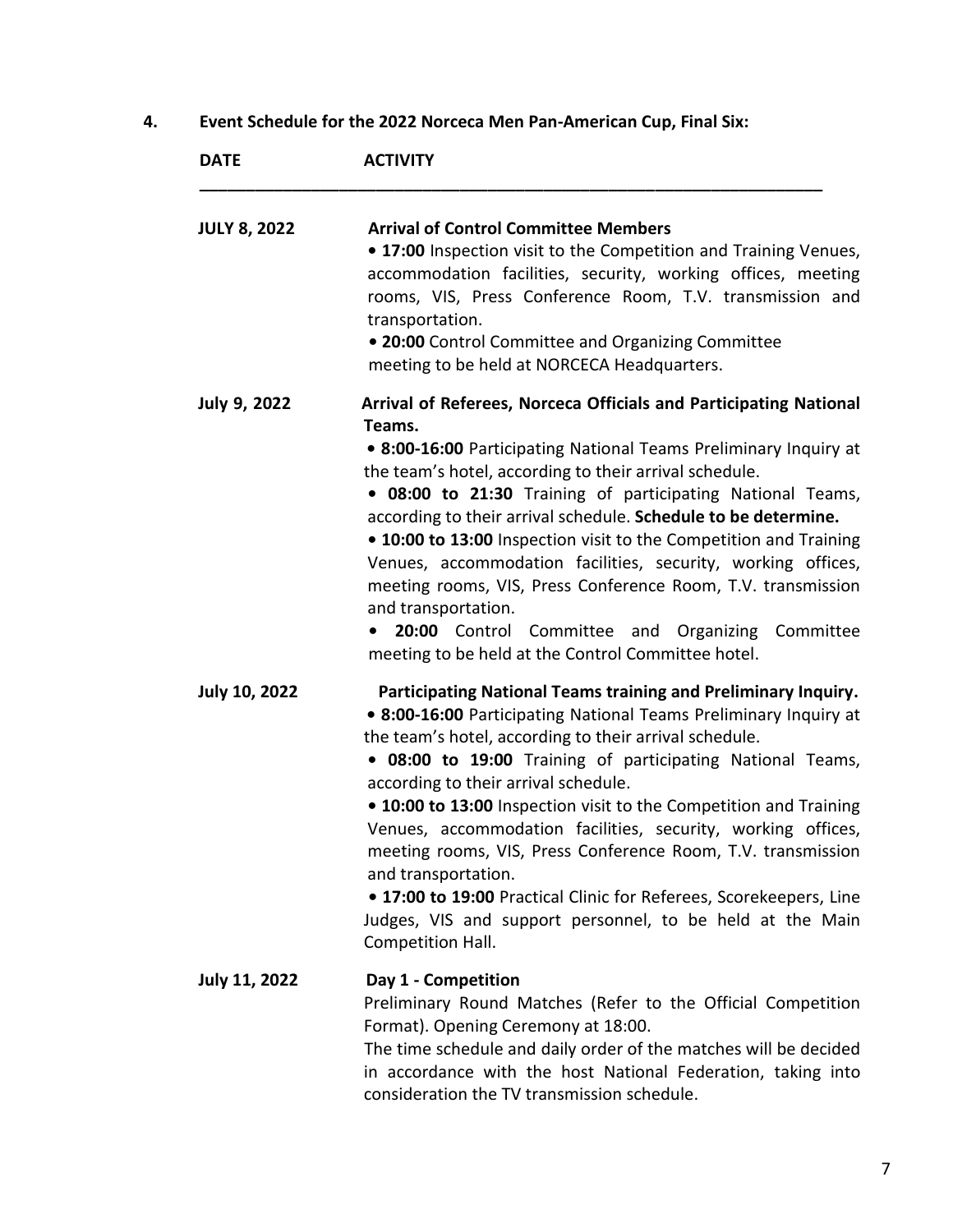## 4. Event Schedule for the 2022 Norceca Men Pan-American Cup, Final Six:

| DATE | ACTIVITY |
|---|---|
| **JULY 8, 2022** | **Arrival of Control Committee Members**<br>• **17:00** Inspection visit to the Competition and Training Venues, accommodation facilities, security, working offices, meeting rooms, VIS, Press Conference Room, T.V. transmission and transportation.<br>• **20:00** Control Committee and Organizing Committee meeting to be held at NORCECA Headquarters. |
| **July 9, 2022** | **Arrival of Referees, Norceca Officials and Participating National Teams.**<br>• **8:00-16:00** Participating National Teams Preliminary Inquiry at the team's hotel, according to their arrival schedule.<br>• **08:00 to 21:30** Training of participating National Teams, according to their arrival schedule. **Schedule to be determine.**<br>• **10:00 to 13:00** Inspection visit to the Competition and Training Venues, accommodation facilities, security, working offices, meeting rooms, VIS, Press Conference Room, T.V. transmission and transportation.<br>• **20:00** Control Committee and Organizing Committee meeting to be held at the Control Committee hotel. |
| **July 10, 2022** | **Participating National Teams training and Preliminary Inquiry.**<br>• **8:00-16:00** Participating National Teams Preliminary Inquiry at the team's hotel, according to their arrival schedule.<br>• **08:00 to 19:00** Training of participating National Teams, according to their arrival schedule.<br>• **10:00 to 13:00** Inspection visit to the Competition and Training Venues, accommodation facilities, security, working offices, meeting rooms, VIS, Press Conference Room, T.V. transmission and transportation.<br>• **17:00 to 19:00** Practical Clinic for Referees, Scorekeepers, Line Judges, VIS and support personnel, to be held at the Main Competition Hall. |
| **July 11, 2022** | **Day 1 - Competition**<br>Preliminary Round Matches (Refer to the Official Competition Format). Opening Ceremony at 18:00.<br>The time schedule and daily order of the matches will be decided in accordance with the host National Federation, taking into consideration the TV transmission schedule. |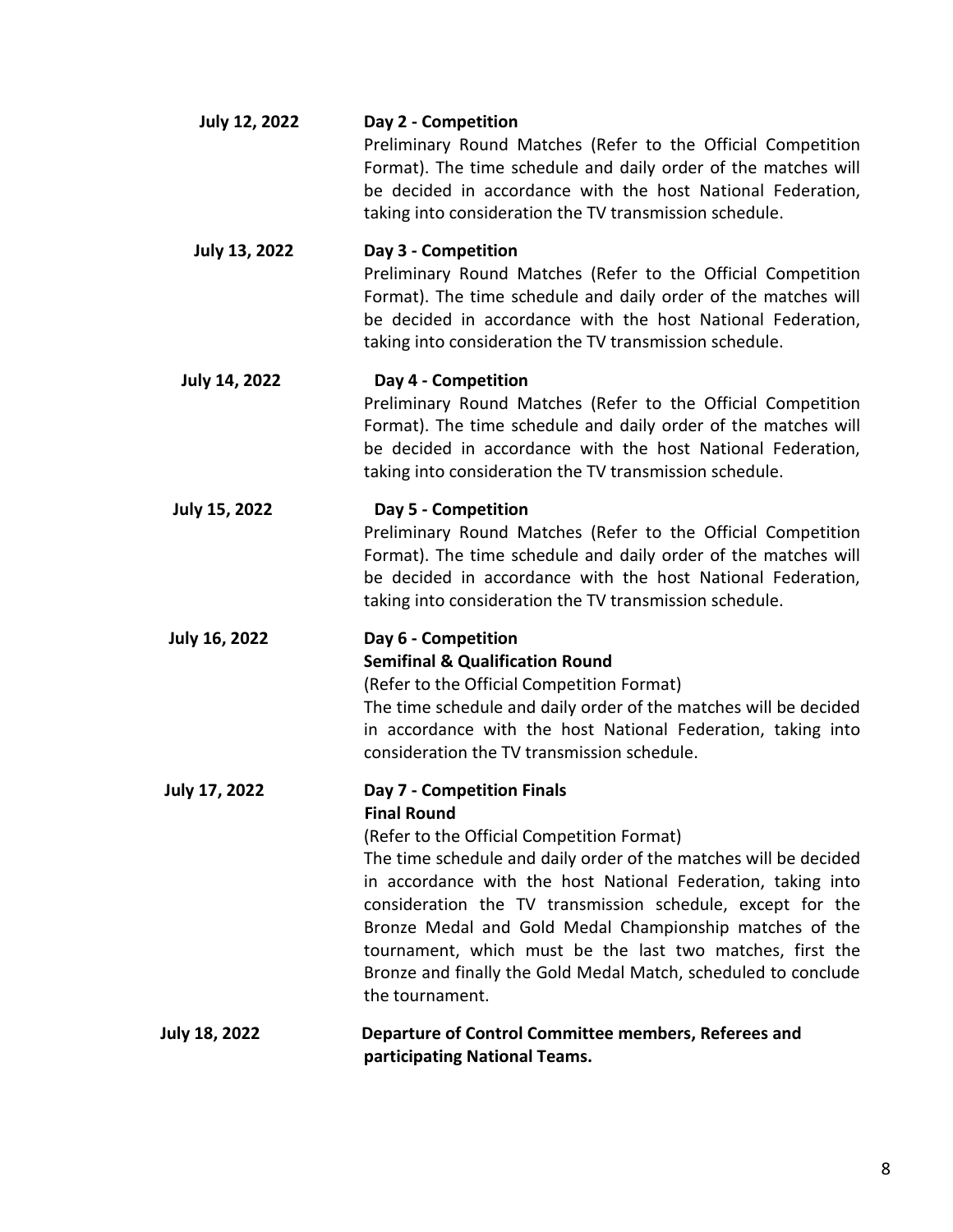**July 12, 2022** **Day 2 - Competition**
Preliminary Round Matches (Refer to the Official Competition Format). The time schedule and daily order of the matches will be decided in accordance with the host National Federation, taking into consideration the TV transmission schedule.

**July 13, 2022** **Day 3 - Competition**
Preliminary Round Matches (Refer to the Official Competition Format). The time schedule and daily order of the matches will be decided in accordance with the host National Federation, taking into consideration the TV transmission schedule.

**July 14, 2022** **Day 4 - Competition**
Preliminary Round Matches (Refer to the Official Competition Format). The time schedule and daily order of the matches will be decided in accordance with the host National Federation, taking into consideration the TV transmission schedule.

**July 15, 2022** **Day 5 - Competition**
Preliminary Round Matches (Refer to the Official Competition Format). The time schedule and daily order of the matches will be decided in accordance with the host National Federation, taking into consideration the TV transmission schedule.

**July 16, 2022** **Day 6 - Competition**
**Semifinal & Qualification Round**
(Refer to the Official Competition Format)
The time schedule and daily order of the matches will be decided in accordance with the host National Federation, taking into consideration the TV transmission schedule.

**July 17, 2022** **Day 7 - Competition Finals**
**Final Round**
(Refer to the Official Competition Format)
The time schedule and daily order of the matches will be decided in accordance with the host National Federation, taking into consideration the TV transmission schedule, except for the Bronze Medal and Gold Medal Championship matches of the tournament, which must be the last two matches, first the Bronze and finally the Gold Medal Match, scheduled to conclude the tournament.

**July 18, 2022** **Departure of Control Committee members, Referees and participating National Teams.**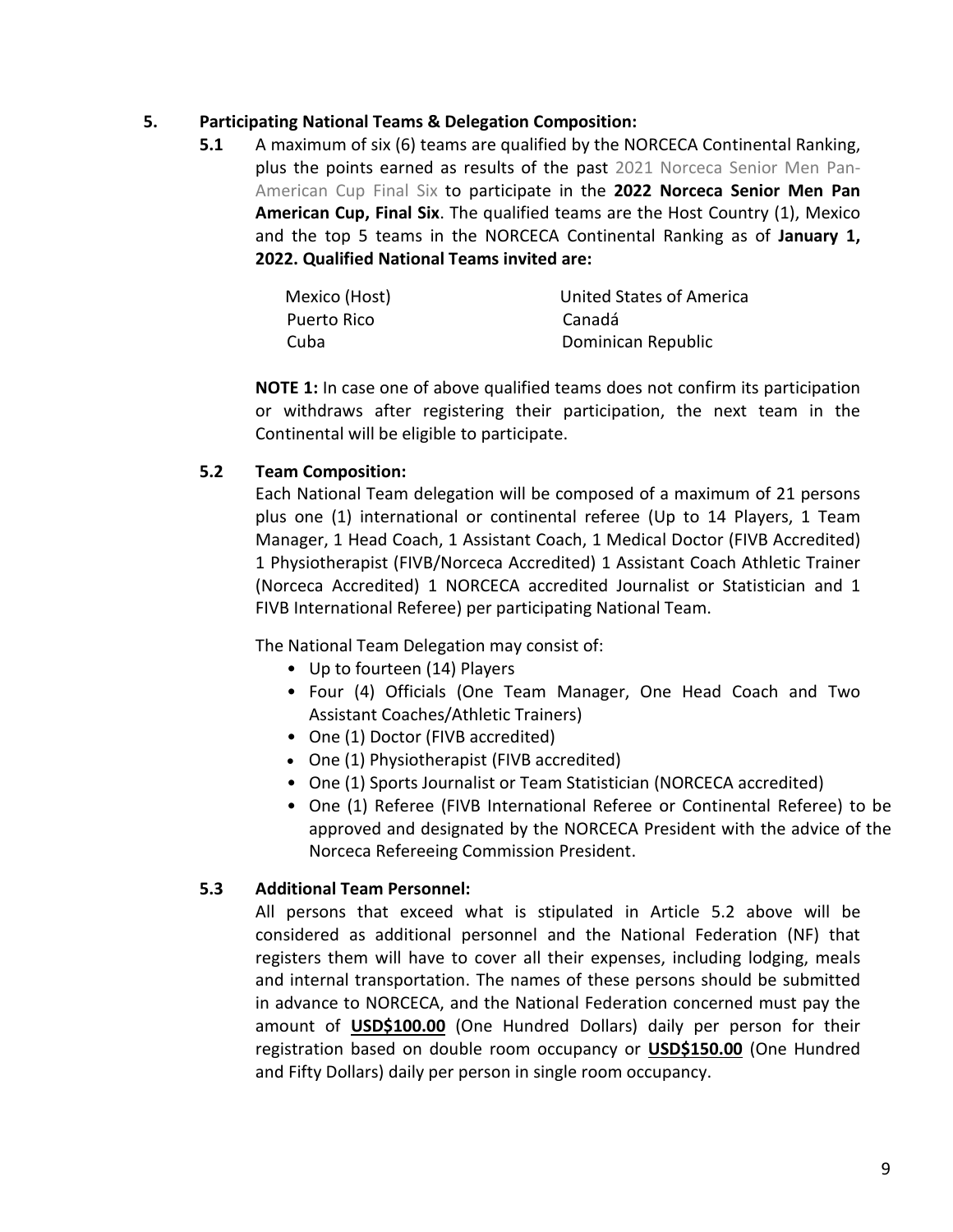## 5. Participating National Teams & Delegation Composition:

**5.1** A maximum of six (6) teams are qualified by the NORCECA Continental Ranking, plus the points earned as results of the past 2021 Norceca Senior Men Pan-American Cup Final Six to participate in the **2022 Norceca Senior Men Pan American Cup, Final Six**. The qualified teams are the Host Country (1), Mexico and the top 5 teams in the NORCECA Continental Ranking as of **January 1, 2022. Qualified National Teams invited are:**

| | |
|---|---|
| Mexico (Host) | United States of America |
| Puerto Rico | Canadá |
| Cuba | Dominican Republic |

**NOTE 1:** In case one of above qualified teams does not confirm its participation or withdraws after registering their participation, the next team in the Continental will be eligible to participate.

**5.2 Team Composition:**

Each National Team delegation will be composed of a maximum of 21 persons plus one (1) international or continental referee (Up to 14 Players, 1 Team Manager, 1 Head Coach, 1 Assistant Coach, 1 Medical Doctor (FIVB Accredited) 1 Physiotherapist (FIVB/Norceca Accredited) 1 Assistant Coach Athletic Trainer (Norceca Accredited) 1 NORCECA accredited Journalist or Statistician and 1 FIVB International Referee) per participating National Team.

The National Team Delegation may consist of:

- Up to fourteen (14) Players
- Four (4) Officials (One Team Manager, One Head Coach and Two Assistant Coaches/Athletic Trainers)
- One (1) Doctor (FIVB accredited)
- One (1) Physiotherapist (FIVB accredited)
- One (1) Sports Journalist or Team Statistician (NORCECA accredited)
- One (1) Referee (FIVB International Referee or Continental Referee) to be approved and designated by the NORCECA President with the advice of the Norceca Refereeing Commission President.

**5.3 Additional Team Personnel:**

All persons that exceed what is stipulated in Article 5.2 above will be considered as additional personnel and the National Federation (NF) that registers them will have to cover all their expenses, including lodging, meals and internal transportation. The names of these persons should be submitted in advance to NORCECA, and the National Federation concerned must pay the amount of **USD$100.00** (One Hundred Dollars) daily per person for their registration based on double room occupancy or **USD$150.00** (One Hundred and Fifty Dollars) daily per person in single room occupancy.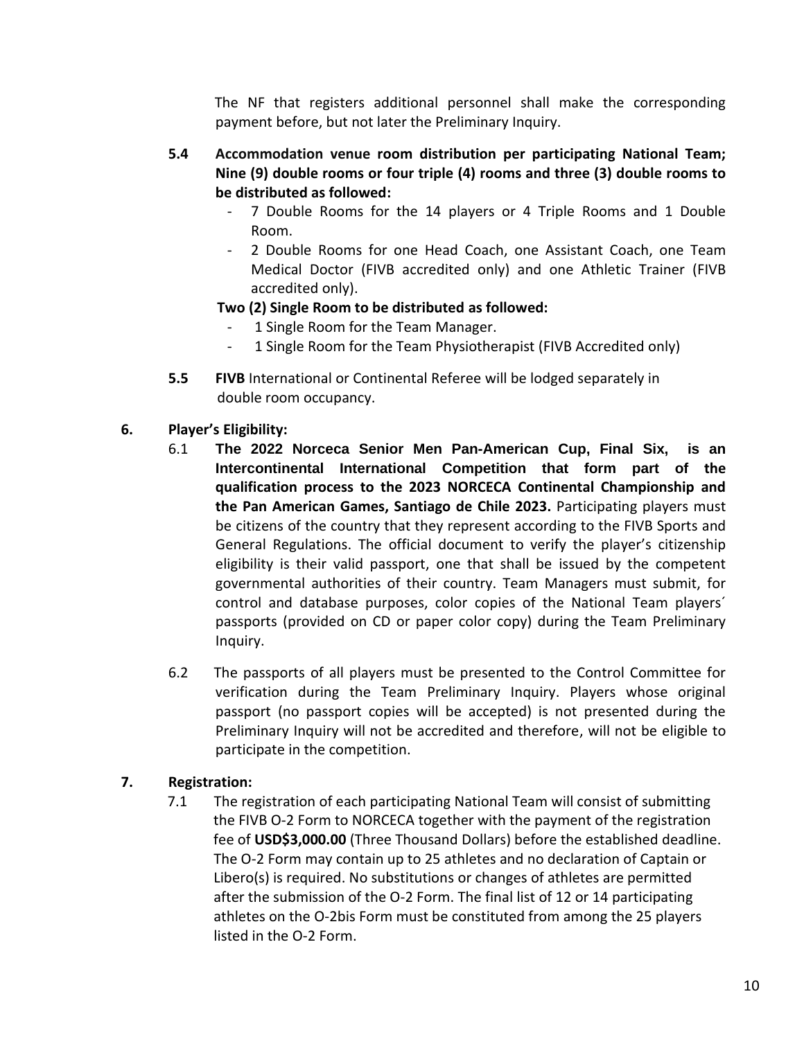The NF that registers additional personnel shall make the corresponding payment before, but not later the Preliminary Inquiry.

**5.4 Accommodation venue room distribution per participating National Team; Nine (9) double rooms or four triple (4) rooms and three (3) double rooms to be distributed as followed:**

- 7 Double Rooms for the 14 players or 4 Triple Rooms and 1 Double Room.
- 2 Double Rooms for one Head Coach, one Assistant Coach, one Team Medical Doctor (FIVB accredited only) and one Athletic Trainer (FIVB accredited only).

**Two (2) Single Room to be distributed as followed:**

- 1 Single Room for the Team Manager.
- 1 Single Room for the Team Physiotherapist (FIVB Accredited only)

**5.5** **FIVB** International or Continental Referee will be lodged separately in double room occupancy.

## 6. Player's Eligibility:

6.1 **The 2022 Norceca Senior Men Pan-American Cup, Final Six, is an Intercontinental International Competition that form part of the qualification process to the 2023 NORCECA Continental Championship and the Pan American Games, Santiago de Chile 2023.** Participating players must be citizens of the country that they represent according to the FIVB Sports and General Regulations. The official document to verify the player's citizenship eligibility is their valid passport, one that shall be issued by the competent governmental authorities of their country. Team Managers must submit, for control and database purposes, color copies of the National Team players´ passports (provided on CD or paper color copy) during the Team Preliminary Inquiry.

6.2 The passports of all players must be presented to the Control Committee for verification during the Team Preliminary Inquiry. Players whose original passport (no passport copies will be accepted) is not presented during the Preliminary Inquiry will not be accredited and therefore, will not be eligible to participate in the competition.

## 7. Registration:

7.1 The registration of each participating National Team will consist of submitting the FIVB O-2 Form to NORCECA together with the payment of the registration fee of **USD$3,000.00** (Three Thousand Dollars) before the established deadline. The O-2 Form may contain up to 25 athletes and no declaration of Captain or Libero(s) is required. No substitutions or changes of athletes are permitted after the submission of the O-2 Form. The final list of 12 or 14 participating athletes on the O-2bis Form must be constituted from among the 25 players listed in the O-2 Form.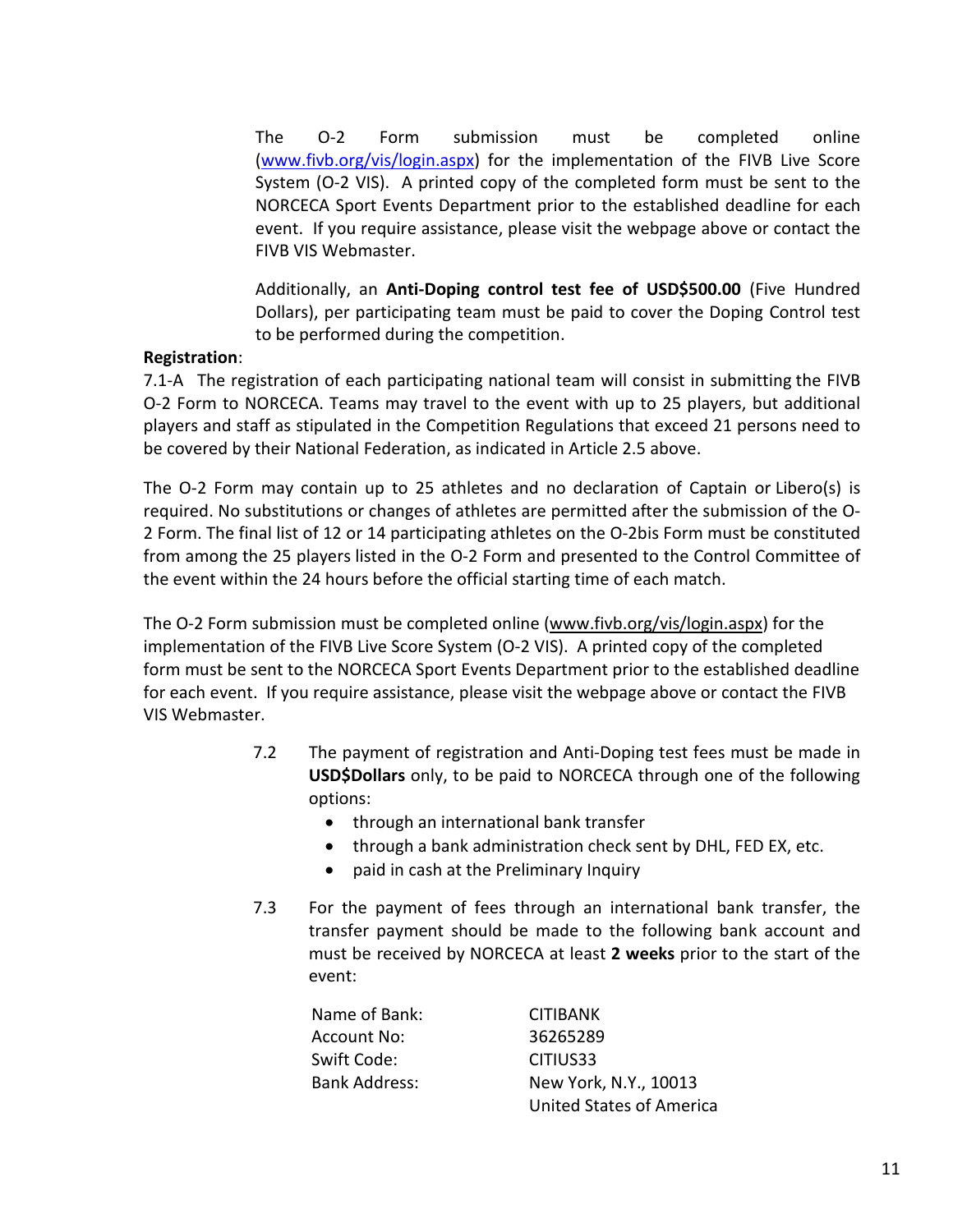The O-2 Form submission must be completed online (www.fivb.org/vis/login.aspx) for the implementation of the FIVB Live Score System (O-2 VIS). A printed copy of the completed form must be sent to the NORCECA Sport Events Department prior to the established deadline for each event. If you require assistance, please visit the webpage above or contact the FIVB VIS Webmaster.

Additionally, an **Anti-Doping control test fee of USD$500.00** (Five Hundred Dollars), per participating team must be paid to cover the Doping Control test to be performed during the competition.

**Registration**:

7.1-A The registration of each participating national team will consist in submitting the FIVB O-2 Form to NORCECA. Teams may travel to the event with up to 25 players, but additional players and staff as stipulated in the Competition Regulations that exceed 21 persons need to be covered by their National Federation, as indicated in Article 2.5 above.

The O-2 Form may contain up to 25 athletes and no declaration of Captain or Libero(s) is required. No substitutions or changes of athletes are permitted after the submission of the O-2 Form. The final list of 12 or 14 participating athletes on the O-2bis Form must be constituted from among the 25 players listed in the O-2 Form and presented to the Control Committee of the event within the 24 hours before the official starting time of each match.

The O-2 Form submission must be completed online (www.fivb.org/vis/login.aspx) for the implementation of the FIVB Live Score System (O-2 VIS). A printed copy of the completed form must be sent to the NORCECA Sport Events Department prior to the established deadline for each event. If you require assistance, please visit the webpage above or contact the FIVB VIS Webmaster.

7.2 The payment of registration and Anti-Doping test fees must be made in **USD$Dollars** only, to be paid to NORCECA through one of the following options:

- through an international bank transfer
- through a bank administration check sent by DHL, FED EX, etc.
- paid in cash at the Preliminary Inquiry

7.3 For the payment of fees through an international bank transfer, the transfer payment should be made to the following bank account and must be received by NORCECA at least **2 weeks** prior to the start of the event:

| | |
|---|---|
| Name of Bank: | CITIBANK |
| Account No: | 36265289 |
| Swift Code: | CITIUS33 |
| Bank Address: | New York, N.Y., 10013<br>United States of America |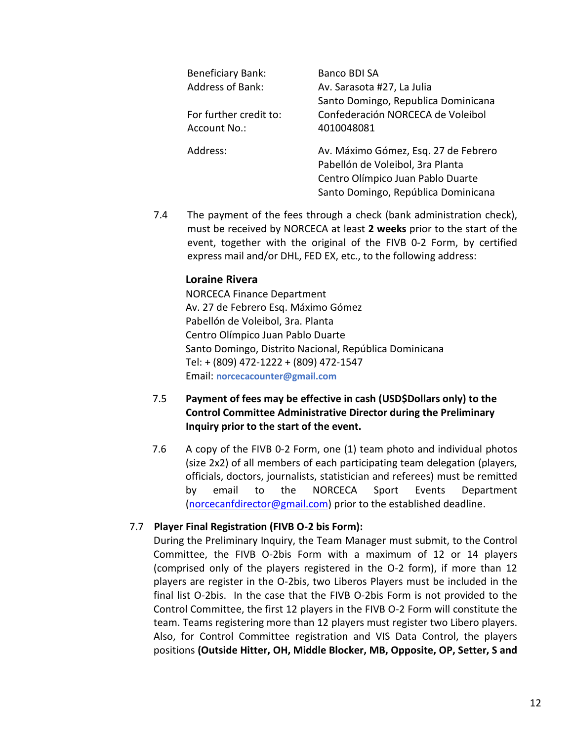| | |
|---|---|
| Beneficiary Bank: | Banco BDI SA |
| Address of Bank: | Av. Sarasota #27, La Julia<br>Santo Domingo, Republica Dominicana |
| For further credit to: | Confederación NORCECA de Voleibol |
| Account No.: | 4010048081 |
| Address: | Av. Máximo Gómez, Esq. 27 de Febrero<br>Pabellón de Voleibol, 3ra Planta<br>Centro Olímpico Juan Pablo Duarte<br>Santo Domingo, República Dominicana |

7.4 The payment of the fees through a check (bank administration check), must be received by NORCECA at least **2 weeks** prior to the start of the event, together with the original of the FIVB 0-2 Form, by certified express mail and/or DHL, FED EX, etc., to the following address:

**Loraine Rivera**
NORCECA Finance Department
Av. 27 de Febrero Esq. Máximo Gómez
Pabellón de Voleibol, 3ra. Planta
Centro Olímpico Juan Pablo Duarte
Santo Domingo, Distrito Nacional, República Dominicana
Tel: + (809) 472-1222 + (809) 472-1547
Email: norcecacounter@gmail.com

7.5 **Payment of fees may be effective in cash (USD$Dollars only) to the Control Committee Administrative Director during the Preliminary Inquiry prior to the start of the event.**

7.6 A copy of the FIVB 0-2 Form, one (1) team photo and individual photos (size 2x2) of all members of each participating team delegation (players, officials, doctors, journalists, statistician and referees) must be remitted by email to the NORCECA Sport Events Department (norcecanfdirector@gmail.com) prior to the established deadline.

7.7 **Player Final Registration (FIVB O-2 bis Form):**
During the Preliminary Inquiry, the Team Manager must submit, to the Control Committee, the FIVB O-2bis Form with a maximum of 12 or 14 players (comprised only of the players registered in the O-2 form), if more than 12 players are register in the O-2bis, two Liberos Players must be included in the final list O-2bis. In the case that the FIVB O-2bis Form is not provided to the Control Committee, the first 12 players in the FIVB O-2 Form will constitute the team. Teams registering more than 12 players must register two Libero players. Also, for Control Committee registration and VIS Data Control, the players positions **(Outside Hitter, OH, Middle Blocker, MB, Opposite, OP, Setter, S and**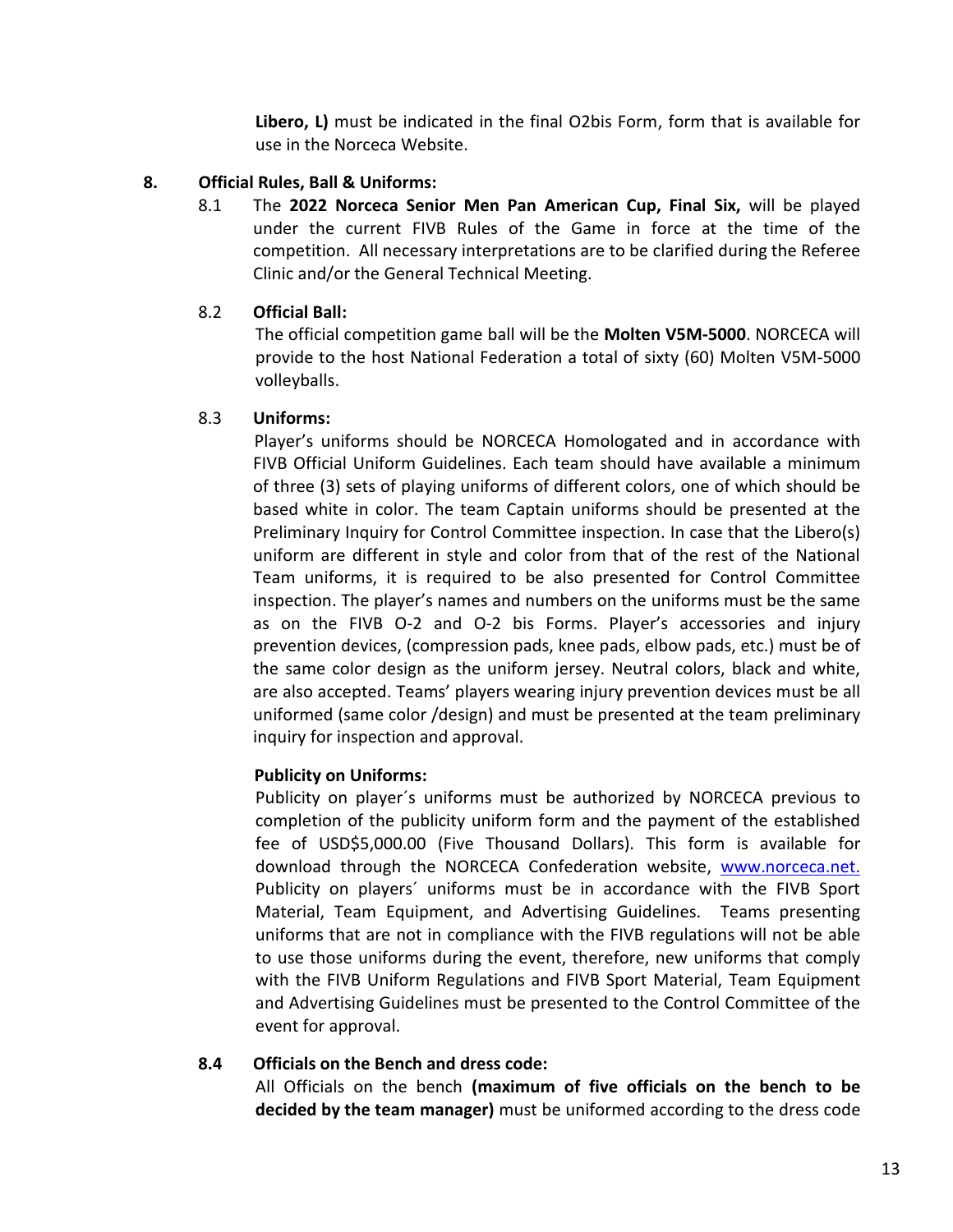**Libero, L)** must be indicated in the final O2bis Form, form that is available for use in the Norceca Website.

## 8. Official Rules, Ball & Uniforms:

8.1 The **2022 Norceca Senior Men Pan American Cup, Final Six,** will be played under the current FIVB Rules of the Game in force at the time of the competition. All necessary interpretations are to be clarified during the Referee Clinic and/or the General Technical Meeting.

### 8.2 Official Ball:

The official competition game ball will be the **Molten V5M-5000**. NORCECA will provide to the host National Federation a total of sixty (60) Molten V5M-5000 volleyballs.

### 8.3 Uniforms:

Player's uniforms should be NORCECA Homologated and in accordance with FIVB Official Uniform Guidelines. Each team should have available a minimum of three (3) sets of playing uniforms of different colors, one of which should be based white in color. The team Captain uniforms should be presented at the Preliminary Inquiry for Control Committee inspection. In case that the Libero(s) uniform are different in style and color from that of the rest of the National Team uniforms, it is required to be also presented for Control Committee inspection. The player's names and numbers on the uniforms must be the same as on the FIVB O-2 and O-2 bis Forms. Player's accessories and injury prevention devices, (compression pads, knee pads, elbow pads, etc.) must be of the same color design as the uniform jersey. Neutral colors, black and white, are also accepted. Teams' players wearing injury prevention devices must be all uniformed (same color /design) and must be presented at the team preliminary inquiry for inspection and approval.

**Publicity on Uniforms:**

Publicity on player´s uniforms must be authorized by NORCECA previous to completion of the publicity uniform form and the payment of the established fee of USD$5,000.00 (Five Thousand Dollars). This form is available for download through the NORCECA Confederation website, www.norceca.net. Publicity on players´ uniforms must be in accordance with the FIVB Sport Material, Team Equipment, and Advertising Guidelines. Teams presenting uniforms that are not in compliance with the FIVB regulations will not be able to use those uniforms during the event, therefore, new uniforms that comply with the FIVB Uniform Regulations and FIVB Sport Material, Team Equipment and Advertising Guidelines must be presented to the Control Committee of the event for approval.

### 8.4 Officials on the Bench and dress code:

All Officials on the bench **(maximum of five officials on the bench to be decided by the team manager)** must be uniformed according to the dress code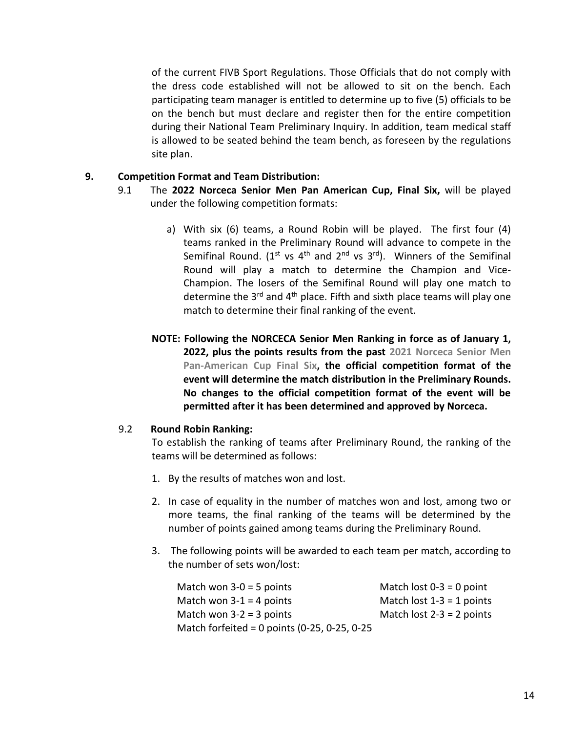of the current FIVB Sport Regulations. Those Officials that do not comply with the dress code established will not be allowed to sit on the bench. Each participating team manager is entitled to determine up to five (5) officials to be on the bench but must declare and register then for the entire competition during their National Team Preliminary Inquiry. In addition, team medical staff is allowed to be seated behind the team bench, as foreseen by the regulations site plan.

**9. Competition Format and Team Distribution:**

9.1 The **2022 Norceca Senior Men Pan American Cup, Final Six,** will be played under the following competition formats:

a) With six (6) teams, a Round Robin will be played. The first four (4) teams ranked in the Preliminary Round will advance to compete in the Semifinal Round. (1st vs 4th and 2nd vs 3rd). Winners of the Semifinal Round will play a match to determine the Champion and Vice-Champion. The losers of the Semifinal Round will play one match to determine the 3rd and 4th place. Fifth and sixth place teams will play one match to determine their final ranking of the event.

**NOTE: Following the NORCECA Senior Men Ranking in force as of January 1, 2022, plus the points results from the past 2021 Norceca Senior Men Pan-American Cup Final Six, the official competition format of the event will determine the match distribution in the Preliminary Rounds. No changes to the official competition format of the event will be permitted after it has been determined and approved by Norceca.**

9.2 **Round Robin Ranking:**

To establish the ranking of teams after Preliminary Round, the ranking of the teams will be determined as follows:

1. By the results of matches won and lost.
2. In case of equality in the number of matches won and lost, among two or more teams, the final ranking of the teams will be determined by the number of points gained among teams during the Preliminary Round.
3. The following points will be awarded to each team per match, according to the number of sets won/lost:

| | |
|---|---|
| Match won 3-0 = 5 points | Match lost 0-3 = 0 point |
| Match won 3-1 = 4 points | Match lost 1-3 = 1 points |
| Match won 3-2 = 3 points | Match lost 2-3 = 2 points |
| Match forfeited = 0 points (0-25, 0-25, 0-25 | |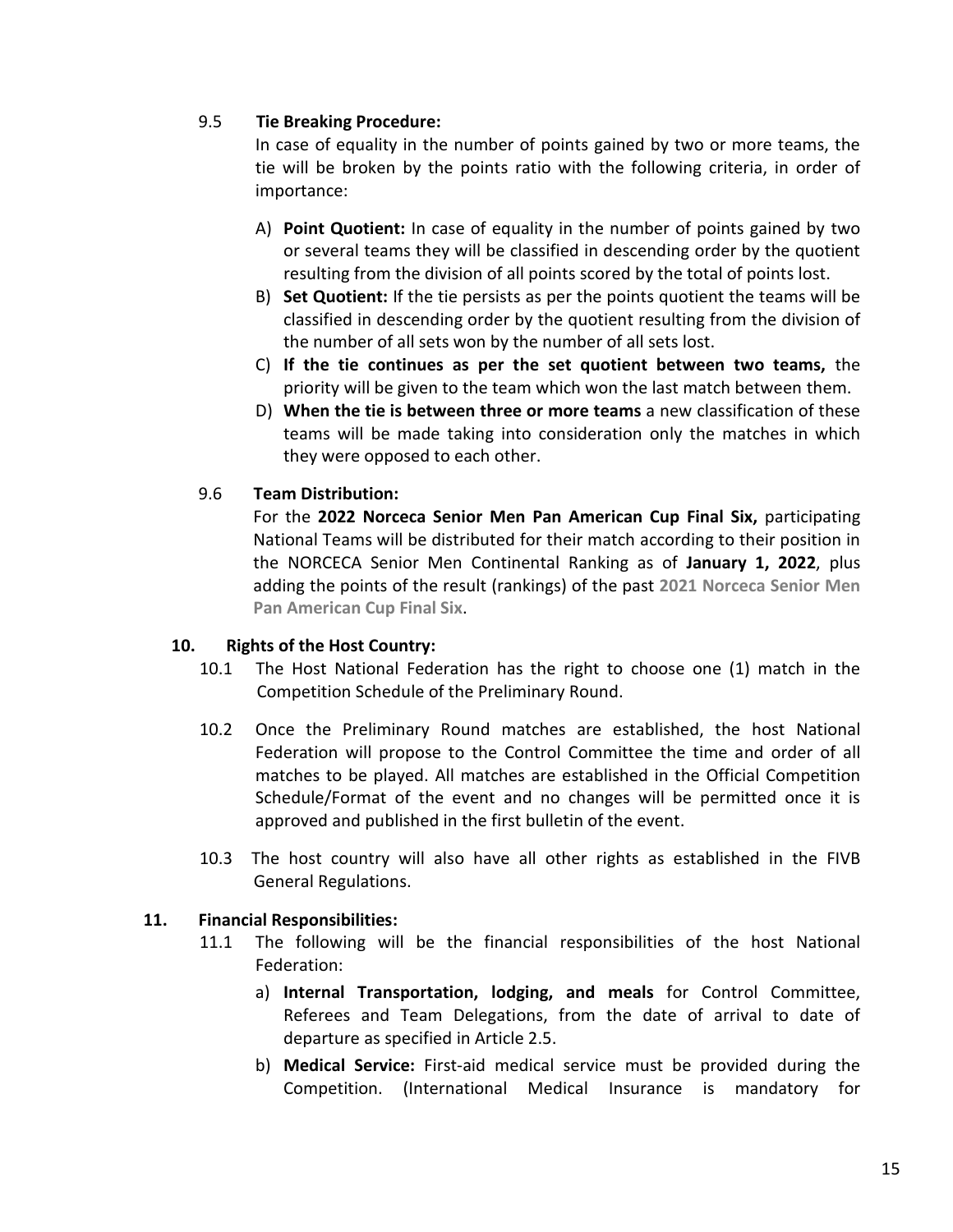9.5 **Tie Breaking Procedure:**

In case of equality in the number of points gained by two or more teams, the tie will be broken by the points ratio with the following criteria, in order of importance:

A) **Point Quotient:** In case of equality in the number of points gained by two or several teams they will be classified in descending order by the quotient resulting from the division of all points scored by the total of points lost.

B) **Set Quotient:** If the tie persists as per the points quotient the teams will be classified in descending order by the quotient resulting from the division of the number of all sets won by the number of all sets lost.

C) **If the tie continues as per the set quotient between two teams,** the priority will be given to the team which won the last match between them.

D) **When the tie is between three or more teams** a new classification of these teams will be made taking into consideration only the matches in which they were opposed to each other.

9.6 **Team Distribution:**

For the **2022 Norceca Senior Men Pan American Cup Final Six,** participating National Teams will be distributed for their match according to their position in the NORCECA Senior Men Continental Ranking as of **January 1, 2022**, plus adding the points of the result (rankings) of the past **2021 Norceca Senior Men Pan American Cup Final Six**.

## 10. Rights of the Host Country:

10.1 The Host National Federation has the right to choose one (1) match in the Competition Schedule of the Preliminary Round.

10.2 Once the Preliminary Round matches are established, the host National Federation will propose to the Control Committee the time and order of all matches to be played. All matches are established in the Official Competition Schedule/Format of the event and no changes will be permitted once it is approved and published in the first bulletin of the event.

10.3 The host country will also have all other rights as established in the FIVB General Regulations.

## 11. Financial Responsibilities:

11.1 The following will be the financial responsibilities of the host National Federation:

a) **Internal Transportation, lodging, and meals** for Control Committee, Referees and Team Delegations, from the date of arrival to date of departure as specified in Article 2.5.

b) **Medical Service:** First-aid medical service must be provided during the Competition. (International Medical Insurance is mandatory for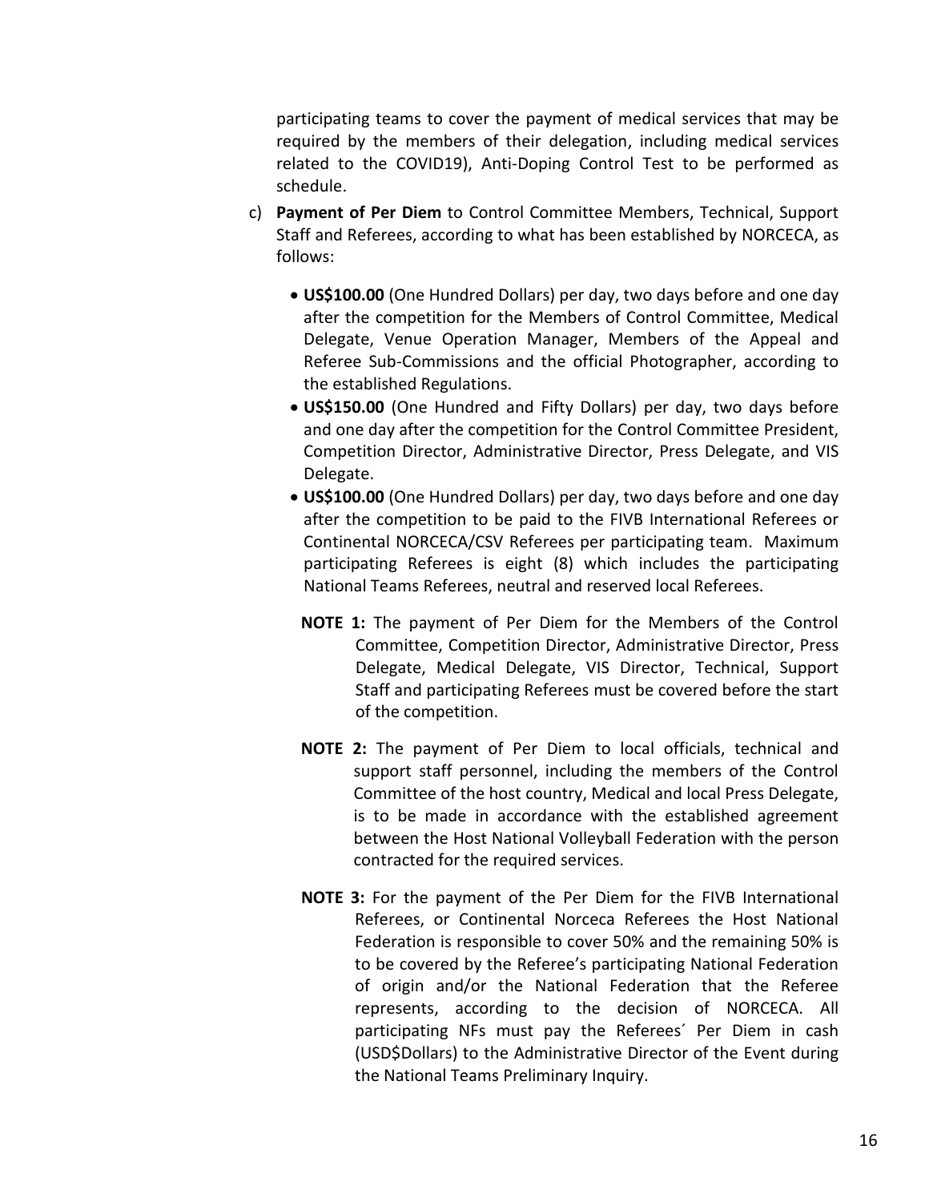participating teams to cover the payment of medical services that may be required by the members of their delegation, including medical services related to the COVID19), Anti-Doping Control Test to be performed as schedule.

c) **Payment of Per Diem** to Control Committee Members, Technical, Support Staff and Referees, according to what has been established by NORCECA, as follows:

- **US$100.00** (One Hundred Dollars) per day, two days before and one day after the competition for the Members of Control Committee, Medical Delegate, Venue Operation Manager, Members of the Appeal and Referee Sub-Commissions and the official Photographer, according to the established Regulations.
- **US$150.00** (One Hundred and Fifty Dollars) per day, two days before and one day after the competition for the Control Committee President, Competition Director, Administrative Director, Press Delegate, and VIS Delegate.
- **US$100.00** (One Hundred Dollars) per day, two days before and one day after the competition to be paid to the FIVB International Referees or Continental NORCECA/CSV Referees per participating team. Maximum participating Referees is eight (8) which includes the participating National Teams Referees, neutral and reserved local Referees.

**NOTE 1:** The payment of Per Diem for the Members of the Control Committee, Competition Director, Administrative Director, Press Delegate, Medical Delegate, VIS Director, Technical, Support Staff and participating Referees must be covered before the start of the competition.

**NOTE 2:** The payment of Per Diem to local officials, technical and support staff personnel, including the members of the Control Committee of the host country, Medical and local Press Delegate, is to be made in accordance with the established agreement between the Host National Volleyball Federation with the person contracted for the required services.

**NOTE 3:** For the payment of the Per Diem for the FIVB International Referees, or Continental Norceca Referees the Host National Federation is responsible to cover 50% and the remaining 50% is to be covered by the Referee's participating National Federation of origin and/or the National Federation that the Referee represents, according to the decision of NORCECA. All participating NFs must pay the Referees´ Per Diem in cash (USD$Dollars) to the Administrative Director of the Event during the National Teams Preliminary Inquiry.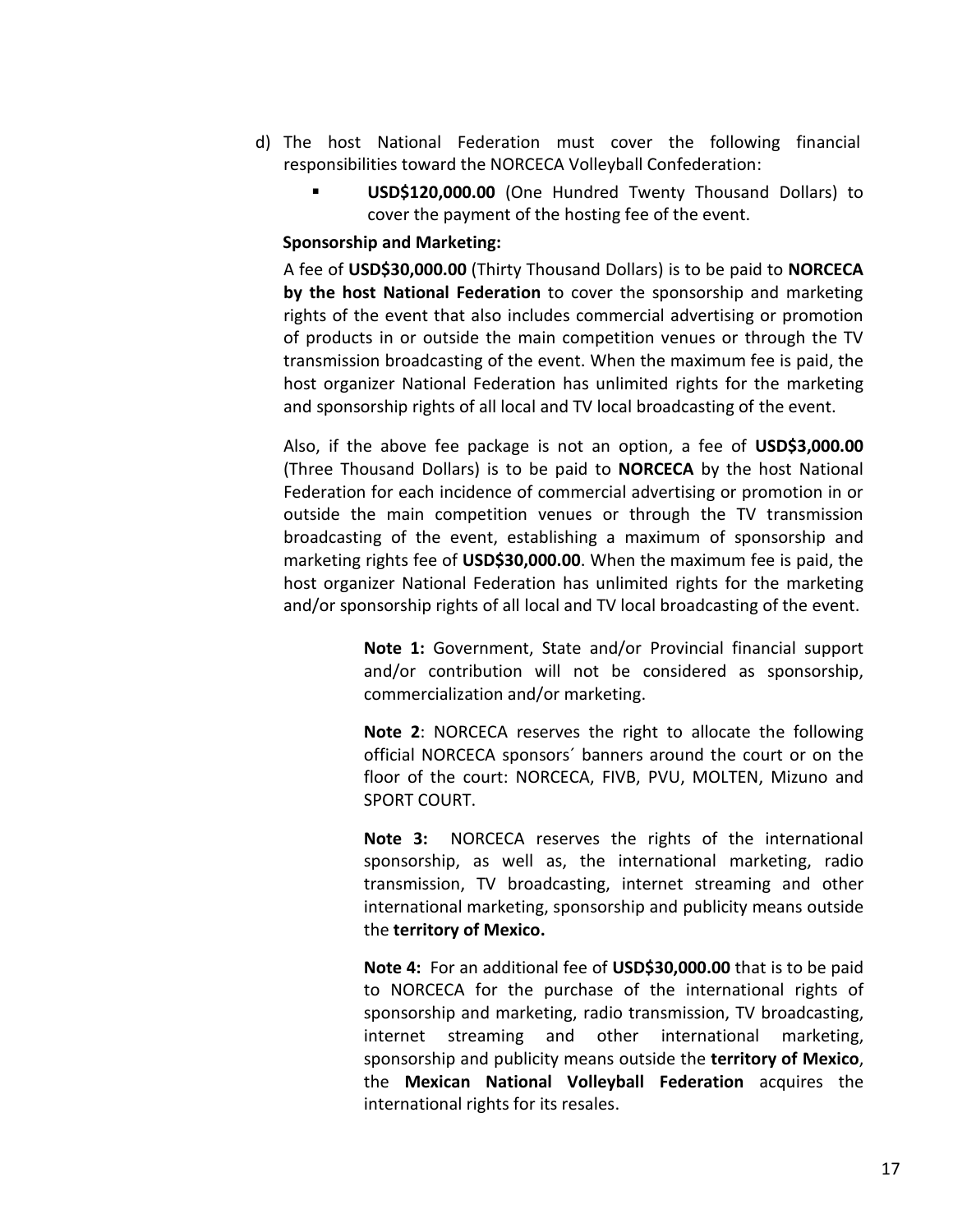d) The host National Federation must cover the following financial responsibilities toward the NORCECA Volleyball Confederation:

   - **USD$120,000.00** (One Hundred Twenty Thousand Dollars) to cover the payment of the hosting fee of the event.

   **Sponsorship and Marketing:**

   A fee of **USD$30,000.00** (Thirty Thousand Dollars) is to be paid to **NORCECA by the host National Federation** to cover the sponsorship and marketing rights of the event that also includes commercial advertising or promotion of products in or outside the main competition venues or through the TV transmission broadcasting of the event. When the maximum fee is paid, the host organizer National Federation has unlimited rights for the marketing and sponsorship rights of all local and TV local broadcasting of the event.

   Also, if the above fee package is not an option, a fee of **USD$3,000.00** (Three Thousand Dollars) is to be paid to **NORCECA** by the host National Federation for each incidence of commercial advertising or promotion in or outside the main competition venues or through the TV transmission broadcasting of the event, establishing a maximum of sponsorship and marketing rights fee of **USD$30,000.00**. When the maximum fee is paid, the host organizer National Federation has unlimited rights for the marketing and/or sponsorship rights of all local and TV local broadcasting of the event.

   > **Note 1:** Government, State and/or Provincial financial support and/or contribution will not be considered as sponsorship, commercialization and/or marketing.
   >
   > **Note 2**: NORCECA reserves the right to allocate the following official NORCECA sponsors´ banners around the court or on the floor of the court: NORCECA, FIVB, PVU, MOLTEN, Mizuno and SPORT COURT.
   >
   > **Note 3:** NORCECA reserves the rights of the international sponsorship, as well as, the international marketing, radio transmission, TV broadcasting, internet streaming and other international marketing, sponsorship and publicity means outside the **territory of Mexico.**
   >
   > **Note 4:** For an additional fee of **USD$30,000.00** that is to be paid to NORCECA for the purchase of the international rights of sponsorship and marketing, radio transmission, TV broadcasting, internet streaming and other international marketing, sponsorship and publicity means outside the **territory of Mexico**, the **Mexican National Volleyball Federation** acquires the international rights for its resales.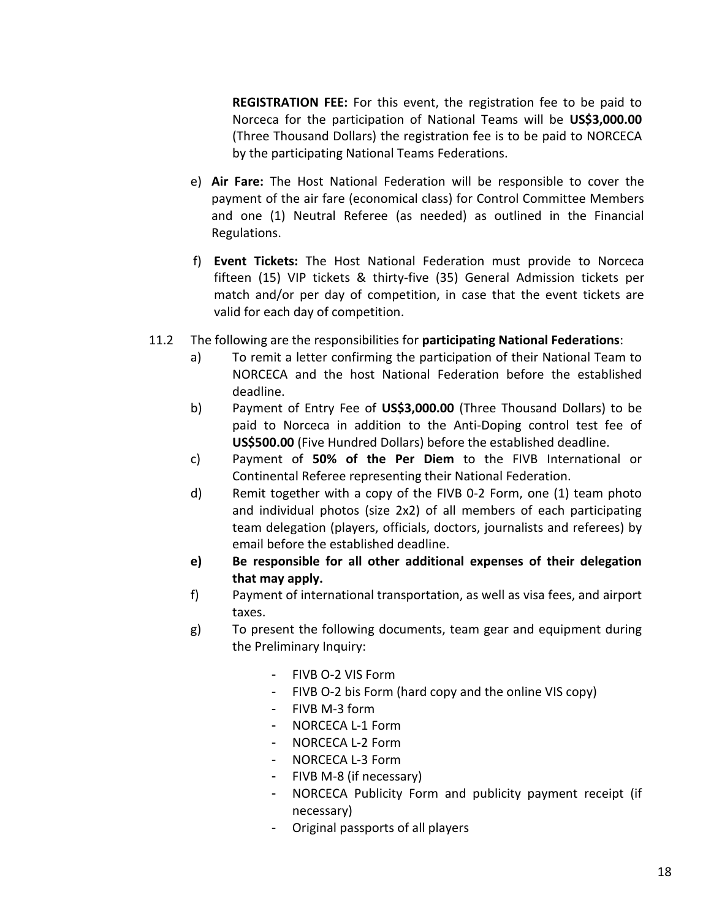**REGISTRATION FEE:** For this event, the registration fee to be paid to Norceca for the participation of National Teams will be **US$3,000.00** (Three Thousand Dollars) the registration fee is to be paid to NORCECA by the participating National Teams Federations.

e) **Air Fare:** The Host National Federation will be responsible to cover the payment of the air fare (economical class) for Control Committee Members and one (1) Neutral Referee (as needed) as outlined in the Financial Regulations.

f) **Event Tickets:** The Host National Federation must provide to Norceca fifteen (15) VIP tickets & thirty-five (35) General Admission tickets per match and/or per day of competition, in case that the event tickets are valid for each day of competition.

11.2 The following are the responsibilities for **participating National Federations**:

a) To remit a letter confirming the participation of their National Team to NORCECA and the host National Federation before the established deadline.

b) Payment of Entry Fee of **US$3,000.00** (Three Thousand Dollars) to be paid to Norceca in addition to the Anti-Doping control test fee of **US$500.00** (Five Hundred Dollars) before the established deadline.

c) Payment of **50% of the Per Diem** to the FIVB International or Continental Referee representing their National Federation.

d) Remit together with a copy of the FIVB 0-2 Form, one (1) team photo and individual photos (size 2x2) of all members of each participating team delegation (players, officials, doctors, journalists and referees) by email before the established deadline.

**e) Be responsible for all other additional expenses of their delegation that may apply.**

f) Payment of international transportation, as well as visa fees, and airport taxes.

g) To present the following documents, team gear and equipment during the Preliminary Inquiry:

- FIVB O-2 VIS Form
- FIVB O-2 bis Form (hard copy and the online VIS copy)
- FIVB M-3 form
- NORCECA L-1 Form
- NORCECA L-2 Form
- NORCECA L-3 Form
- FIVB M-8 (if necessary)
- NORCECA Publicity Form and publicity payment receipt (if necessary)
- Original passports of all players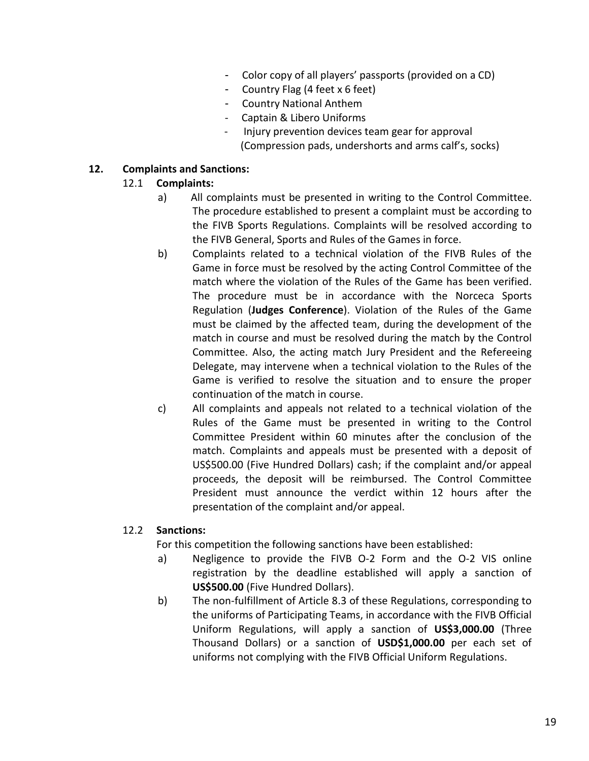- Color copy of all players' passports (provided on a CD)
- Country Flag (4 feet x 6 feet)
- Country National Anthem
- Captain & Libero Uniforms
- Injury prevention devices team gear for approval (Compression pads, undershorts and arms calf's, socks)

## 12. Complaints and Sanctions:

### 12.1 Complaints:

a) All complaints must be presented in writing to the Control Committee. The procedure established to present a complaint must be according to the FIVB Sports Regulations. Complaints will be resolved according to the FIVB General, Sports and Rules of the Games in force.

b) Complaints related to a technical violation of the FIVB Rules of the Game in force must be resolved by the acting Control Committee of the match where the violation of the Rules of the Game has been verified. The procedure must be in accordance with the Norceca Sports Regulation (**Judges Conference**). Violation of the Rules of the Game must be claimed by the affected team, during the development of the match in course and must be resolved during the match by the Control Committee. Also, the acting match Jury President and the Refereeing Delegate, may intervene when a technical violation to the Rules of the Game is verified to resolve the situation and to ensure the proper continuation of the match in course.

c) All complaints and appeals not related to a technical violation of the Rules of the Game must be presented in writing to the Control Committee President within 60 minutes after the conclusion of the match. Complaints and appeals must be presented with a deposit of US$500.00 (Five Hundred Dollars) cash; if the complaint and/or appeal proceeds, the deposit will be reimbursed. The Control Committee President must announce the verdict within 12 hours after the presentation of the complaint and/or appeal.

### 12.2 Sanctions:

For this competition the following sanctions have been established:

a) Negligence to provide the FIVB O-2 Form and the O-2 VIS online registration by the deadline established will apply a sanction of **US$500.00** (Five Hundred Dollars).

b) The non-fulfillment of Article 8.3 of these Regulations, corresponding to the uniforms of Participating Teams, in accordance with the FIVB Official Uniform Regulations, will apply a sanction of **US$3,000.00** (Three Thousand Dollars) or a sanction of **USD$1,000.00** per each set of uniforms not complying with the FIVB Official Uniform Regulations.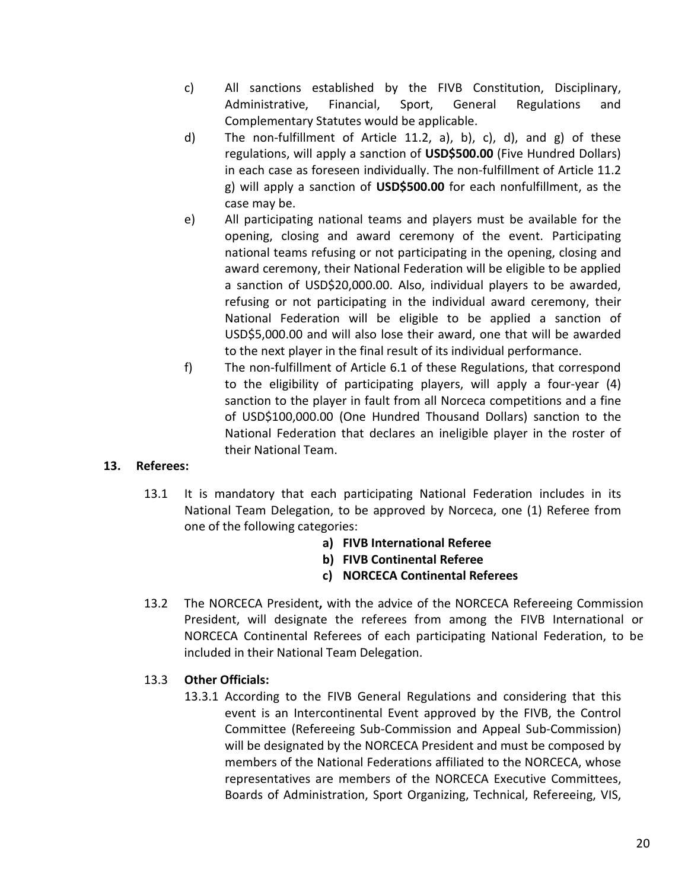c) All sanctions established by the FIVB Constitution, Disciplinary, Administrative, Financial, Sport, General Regulations and Complementary Statutes would be applicable.

d) The non-fulfillment of Article 11.2, a), b), c), d), and g) of these regulations, will apply a sanction of **USD$500.00** (Five Hundred Dollars) in each case as foreseen individually. The non-fulfillment of Article 11.2 g) will apply a sanction of **USD$500.00** for each nonfulfillment, as the case may be.

e) All participating national teams and players must be available for the opening, closing and award ceremony of the event. Participating national teams refusing or not participating in the opening, closing and award ceremony, their National Federation will be eligible to be applied a sanction of USD$20,000.00. Also, individual players to be awarded, refusing or not participating in the individual award ceremony, their National Federation will be eligible to be applied a sanction of USD$5,000.00 and will also lose their award, one that will be awarded to the next player in the final result of its individual performance.

f) The non-fulfillment of Article 6.1 of these Regulations, that correspond to the eligibility of participating players, will apply a four-year (4) sanction to the player in fault from all Norceca competitions and a fine of USD$100,000.00 (One Hundred Thousand Dollars) sanction to the National Federation that declares an ineligible player in the roster of their National Team.

## 13. Referees:

13.1 It is mandatory that each participating National Federation includes in its National Team Delegation, to be approved by Norceca, one (1) Referee from one of the following categories:

- **a) FIVB International Referee**
- **b) FIVB Continental Referee**
- **c) NORCECA Continental Referees**

13.2 The NORCECA President**,** with the advice of the NORCECA Refereeing Commission President, will designate the referees from among the FIVB International or NORCECA Continental Referees of each participating National Federation, to be included in their National Team Delegation.

13.3 **Other Officials:**

13.3.1 According to the FIVB General Regulations and considering that this event is an Intercontinental Event approved by the FIVB, the Control Committee (Refereeing Sub-Commission and Appeal Sub-Commission) will be designated by the NORCECA President and must be composed by members of the National Federations affiliated to the NORCECA, whose representatives are members of the NORCECA Executive Committees, Boards of Administration, Sport Organizing, Technical, Refereeing, VIS,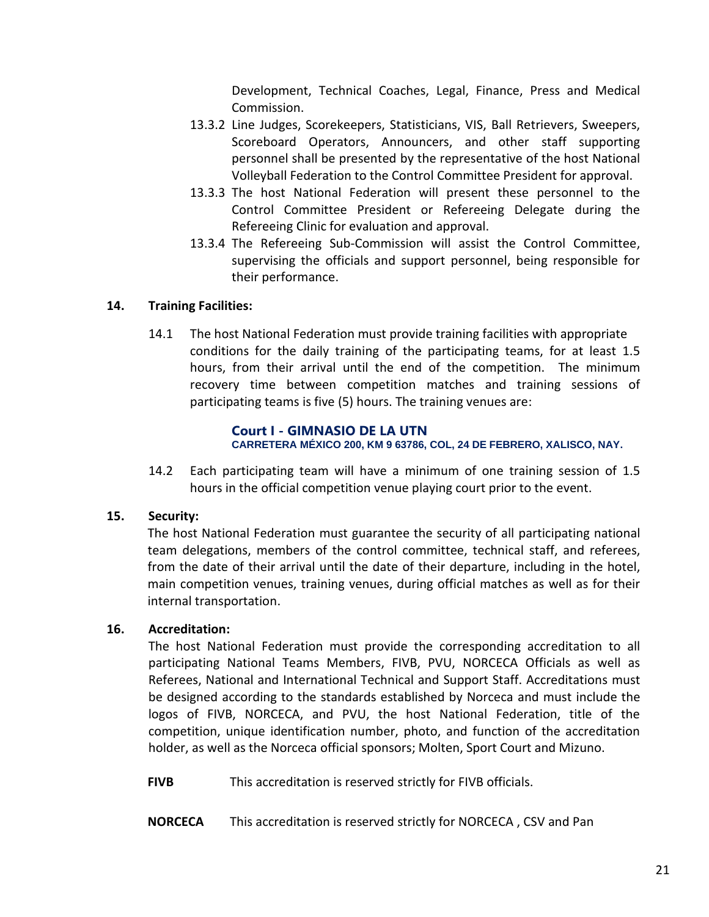Development, Technical Coaches, Legal, Finance, Press and Medical Commission.

13.3.2 Line Judges, Scorekeepers, Statisticians, VIS, Ball Retrievers, Sweepers, Scoreboard Operators, Announcers, and other staff supporting personnel shall be presented by the representative of the host National Volleyball Federation to the Control Committee President for approval.

13.3.3 The host National Federation will present these personnel to the Control Committee President or Refereeing Delegate during the Refereeing Clinic for evaluation and approval.

13.3.4 The Refereeing Sub-Commission will assist the Control Committee, supervising the officials and support personnel, being responsible for their performance.

## 14. Training Facilities:

14.1 The host National Federation must provide training facilities with appropriate conditions for the daily training of the participating teams, for at least 1.5 hours, from their arrival until the end of the competition. The minimum recovery time between competition matches and training sessions of participating teams is five (5) hours. The training venues are:

**Court I - GIMNASIO DE LA UTN**
**CARRETERA MÉXICO 200, KM 9 63786, COL, 24 DE FEBRERO, XALISCO, NAY.**

14.2 Each participating team will have a minimum of one training session of 1.5 hours in the official competition venue playing court prior to the event.

## 15. Security:

The host National Federation must guarantee the security of all participating national team delegations, members of the control committee, technical staff, and referees, from the date of their arrival until the date of their departure, including in the hotel, main competition venues, training venues, during official matches as well as for their internal transportation.

## 16. Accreditation:

The host National Federation must provide the corresponding accreditation to all participating National Teams Members, FIVB, PVU, NORCECA Officials as well as Referees, National and International Technical and Support Staff. Accreditations must be designed according to the standards established by Norceca and must include the logos of FIVB, NORCECA, and PVU, the host National Federation, title of the competition, unique identification number, photo, and function of the accreditation holder, as well as the Norceca official sponsors; Molten, Sport Court and Mizuno.

**FIVB** This accreditation is reserved strictly for FIVB officials.

**NORCECA** This accreditation is reserved strictly for NORCECA , CSV and Pan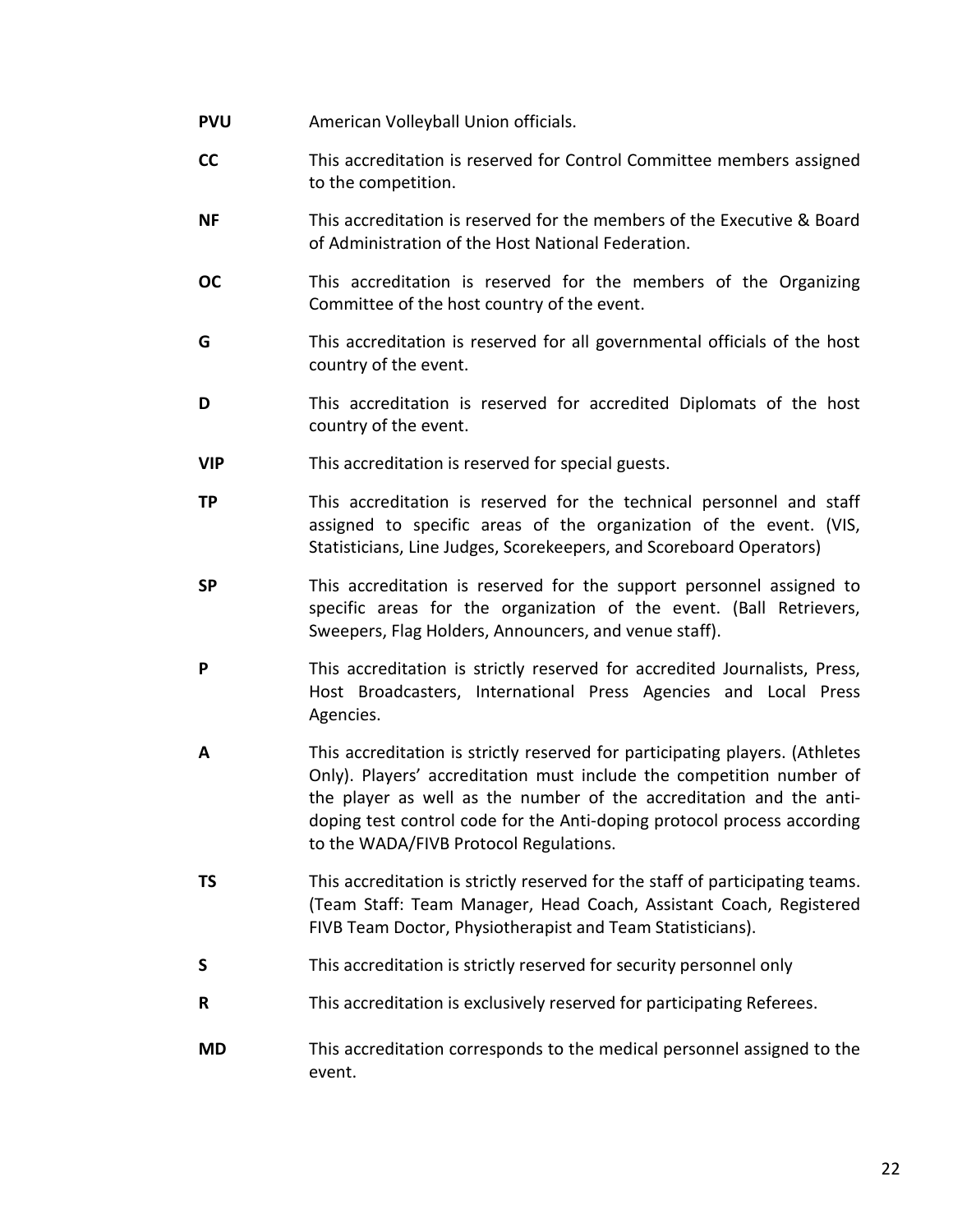**PVU** American Volleyball Union officials.

**CC** This accreditation is reserved for Control Committee members assigned to the competition.

**NF** This accreditation is reserved for the members of the Executive & Board of Administration of the Host National Federation.

**OC** This accreditation is reserved for the members of the Organizing Committee of the host country of the event.

**G** This accreditation is reserved for all governmental officials of the host country of the event.

**D** This accreditation is reserved for accredited Diplomats of the host country of the event.

**VIP** This accreditation is reserved for special guests.

**TP** This accreditation is reserved for the technical personnel and staff assigned to specific areas of the organization of the event. (VIS, Statisticians, Line Judges, Scorekeepers, and Scoreboard Operators)

**SP** This accreditation is reserved for the support personnel assigned to specific areas for the organization of the event. (Ball Retrievers, Sweepers, Flag Holders, Announcers, and venue staff).

**P** This accreditation is strictly reserved for accredited Journalists, Press, Host Broadcasters, International Press Agencies and Local Press Agencies.

**A** This accreditation is strictly reserved for participating players. (Athletes Only). Players' accreditation must include the competition number of the player as well as the number of the accreditation and the anti-doping test control code for the Anti-doping protocol process according to the WADA/FIVB Protocol Regulations.

**TS** This accreditation is strictly reserved for the staff of participating teams. (Team Staff: Team Manager, Head Coach, Assistant Coach, Registered FIVB Team Doctor, Physiotherapist and Team Statisticians).

**S** This accreditation is strictly reserved for security personnel only

**R** This accreditation is exclusively reserved for participating Referees.

**MD** This accreditation corresponds to the medical personnel assigned to the event.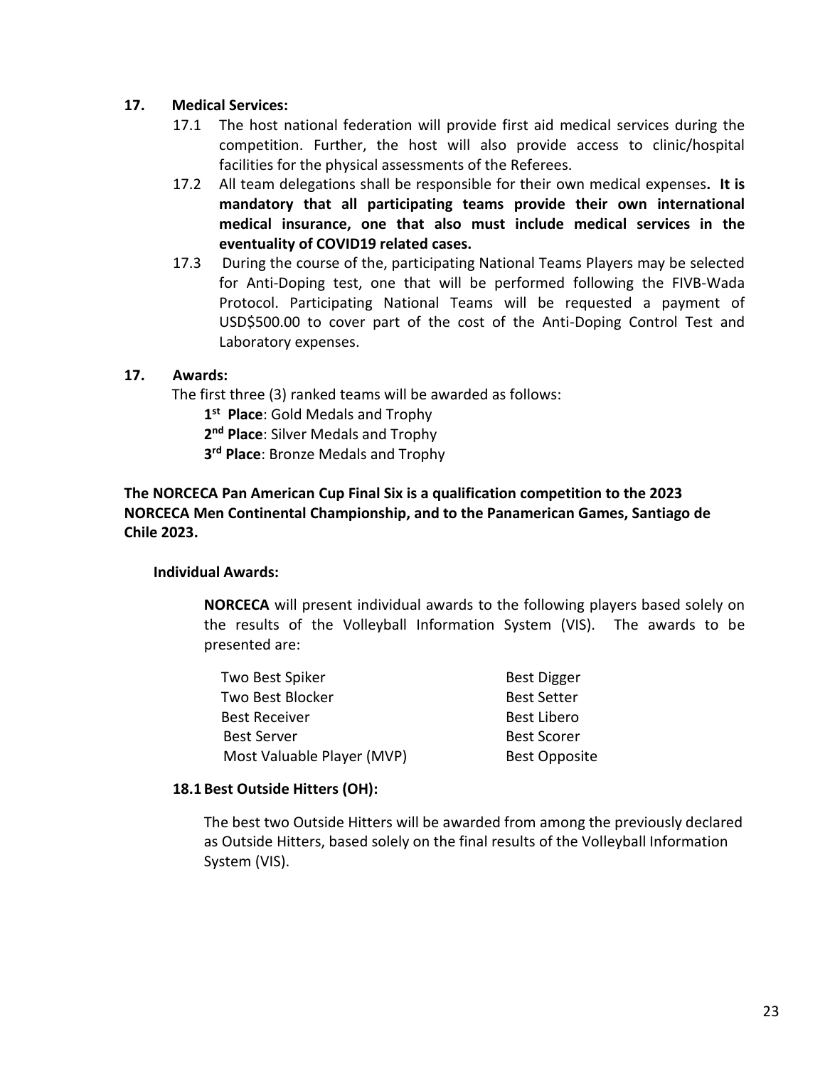## 17. Medical Services:

17.1 The host national federation will provide first aid medical services during the competition. Further, the host will also provide access to clinic/hospital facilities for the physical assessments of the Referees.

17.2 All team delegations shall be responsible for their own medical expenses**. It is mandatory that all participating teams provide their own international medical insurance, one that also must include medical services in the eventuality of COVID19 related cases.**

17.3 During the course of the, participating National Teams Players may be selected for Anti-Doping test, one that will be performed following the FIVB-Wada Protocol. Participating National Teams will be requested a payment of USD$500.00 to cover part of the cost of the Anti-Doping Control Test and Laboratory expenses.

## 17. Awards:

The first three (3) ranked teams will be awarded as follows:

**1st Place**: Gold Medals and Trophy
**2nd Place**: Silver Medals and Trophy
**3rd Place**: Bronze Medals and Trophy

**The NORCECA Pan American Cup Final Six is a qualification competition to the 2023 NORCECA Men Continental Championship, and to the Panamerican Games, Santiago de Chile 2023.**

### Individual Awards:

**NORCECA** will present individual awards to the following players based solely on the results of the Volleyball Information System (VIS). The awards to be presented are:

| | |
|---|---|
| Two Best Spiker | Best Digger |
| Two Best Blocker | Best Setter |
| Best Receiver | Best Libero |
| Best Server | Best Scorer |
| Most Valuable Player (MVP) | Best Opposite |

### 18.1 Best Outside Hitters (OH):

The best two Outside Hitters will be awarded from among the previously declared as Outside Hitters, based solely on the final results of the Volleyball Information System (VIS).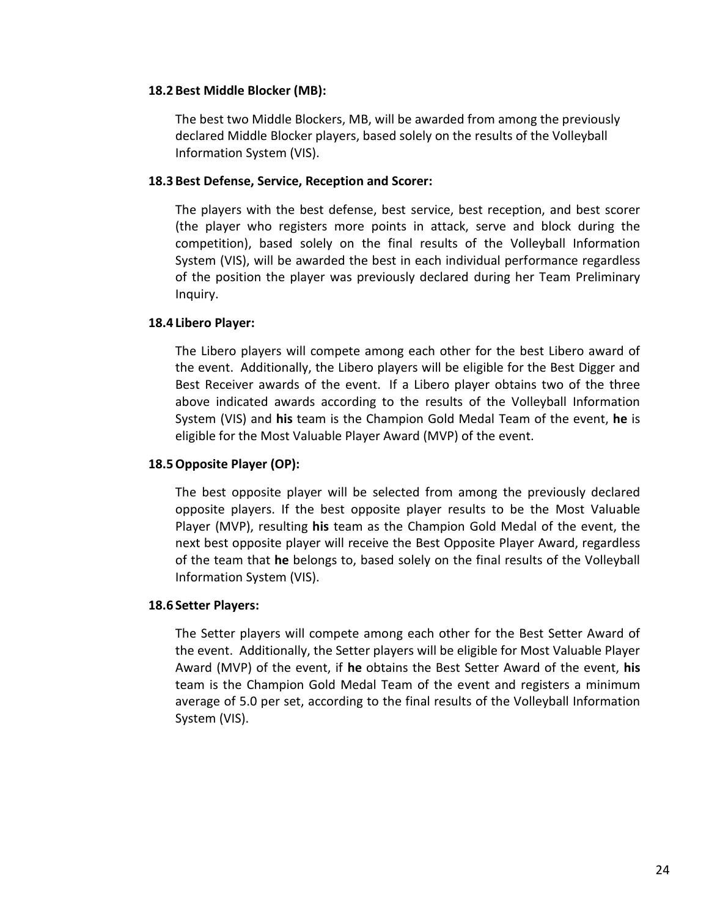### 18.2 Best Middle Blocker (MB):

The best two Middle Blockers, MB, will be awarded from among the previously declared Middle Blocker players, based solely on the results of the Volleyball Information System (VIS).

### 18.3 Best Defense, Service, Reception and Scorer:

The players with the best defense, best service, best reception, and best scorer (the player who registers more points in attack, serve and block during the competition), based solely on the final results of the Volleyball Information System (VIS), will be awarded the best in each individual performance regardless of the position the player was previously declared during her Team Preliminary Inquiry.

### 18.4 Libero Player:

The Libero players will compete among each other for the best Libero award of the event. Additionally, the Libero players will be eligible for the Best Digger and Best Receiver awards of the event. If a Libero player obtains two of the three above indicated awards according to the results of the Volleyball Information System (VIS) and **his** team is the Champion Gold Medal Team of the event, **he** is eligible for the Most Valuable Player Award (MVP) of the event.

### 18.5 Opposite Player (OP):

The best opposite player will be selected from among the previously declared opposite players. If the best opposite player results to be the Most Valuable Player (MVP), resulting **his** team as the Champion Gold Medal of the event, the next best opposite player will receive the Best Opposite Player Award, regardless of the team that **he** belongs to, based solely on the final results of the Volleyball Information System (VIS).

### 18.6 Setter Players:

The Setter players will compete among each other for the Best Setter Award of the event. Additionally, the Setter players will be eligible for Most Valuable Player Award (MVP) of the event, if **he** obtains the Best Setter Award of the event, **his** team is the Champion Gold Medal Team of the event and registers a minimum average of 5.0 per set, according to the final results of the Volleyball Information System (VIS).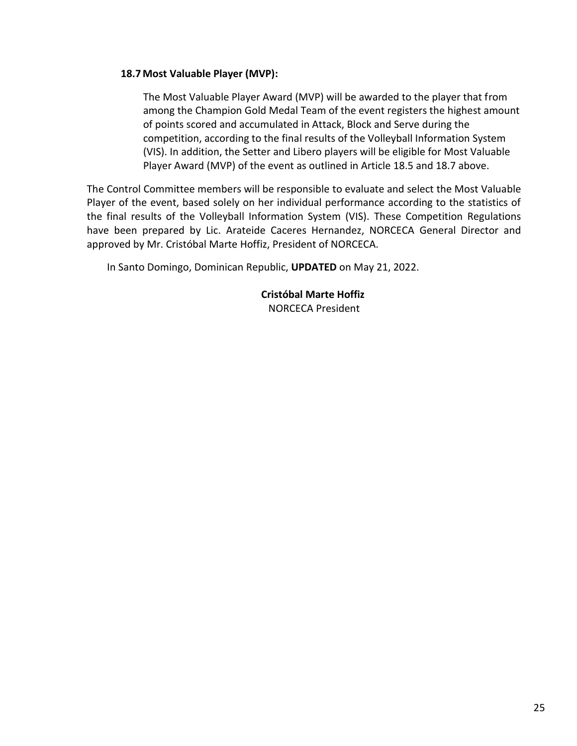### 18.7 Most Valuable Player (MVP):

The Most Valuable Player Award (MVP) will be awarded to the player that from among the Champion Gold Medal Team of the event registers the highest amount of points scored and accumulated in Attack, Block and Serve during the competition, according to the final results of the Volleyball Information System (VIS). In addition, the Setter and Libero players will be eligible for Most Valuable Player Award (MVP) of the event as outlined in Article 18.5 and 18.7 above.

The Control Committee members will be responsible to evaluate and select the Most Valuable Player of the event, based solely on her individual performance according to the statistics of the final results of the Volleyball Information System (VIS). These Competition Regulations have been prepared by Lic. Arateide Caceres Hernandez, NORCECA General Director and approved by Mr. Cristóbal Marte Hoffiz, President of NORCECA.

In Santo Domingo, Dominican Republic, **UPDATED** on May 21, 2022.

**Cristóbal Marte Hoffiz**
NORCECA President